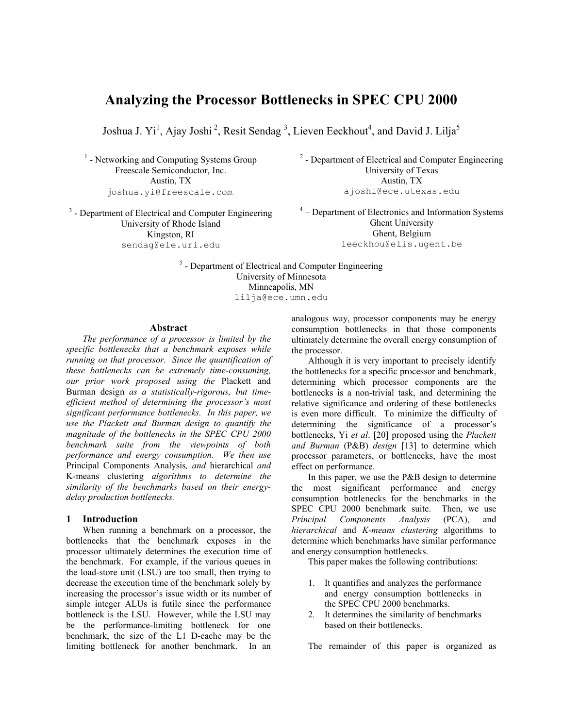# Analyzing the Processor Bottlenecks in SPEC CPU 2000

Joshua J. Yi[1], Ajay Joshi[2], Resit Sendag[3], Lieven Eeckhout[4], and David J. Lilja[5]

[1] - Networking and Computing Systems Group
Freescale Semiconductor, Inc.
Austin, TX
joshua.yi@freescale.com

[2] - Department of Electrical and Computer Engineering
University of Texas
Austin, TX
ajoshi@ece.utexas.edu

[3] - Department of Electrical and Computer Engineering
University of Rhode Island
Kingston, RI
sendag@ele.uri.edu

[4] – Department of Electronics and Information Systems
Ghent University
Ghent, Belgium
leeckhou@elis.ugent.be

[5] - Department of Electrical and Computer Engineering
University of Minnesota
Minneapolis, MN
lilja@ece.umn.edu

## Abstract

*The performance of a processor is limited by the specific bottlenecks that a benchmark exposes while running on that processor. Since the quantification of these bottlenecks can be extremely time-consuming, our prior work proposed using the* Plackett and Burman design *as a statistically-rigorous, but time-efficient method of determining the processor's most significant performance bottlenecks. In this paper, we use the Plackett and Burman design to quantify the magnitude of the bottlenecks in the SPEC CPU 2000 benchmark suite from the viewpoints of both performance and energy consumption. We then use* Principal Components Analysis*, and* hierarchical *and* K-means clustering *algorithms to determine the similarity of the benchmarks based on their energy-delay production bottlenecks.*

## 1 Introduction

When running a benchmark on a processor, the bottlenecks that the benchmark exposes in the processor ultimately determines the execution time of the benchmark. For example, if the various queues in the load-store unit (LSU) are too small, then trying to decrease the execution time of the benchmark solely by increasing the processor's issue width or its number of simple integer ALUs is futile since the performance bottleneck is the LSU. However, while the LSU may be the performance-limiting bottleneck for one benchmark, the size of the L1 D-cache may be the limiting bottleneck for another benchmark. In an analogous way, processor components may be energy consumption bottlenecks in that those components ultimately determine the overall energy consumption of the processor.

Although it is very important to precisely identify the bottlenecks for a specific processor and benchmark, determining which processor components are the bottlenecks is a non-trivial task, and determining the relative significance and ordering of these bottlenecks is even more difficult. To minimize the difficulty of determining the significance of a processor's bottlenecks, Yi *et al*. [20] proposed using the *Plackett and Burman* (P&B) *design* [13] to determine which processor parameters, or bottlenecks, have the most effect on performance.

In this paper, we use the P&B design to determine the most significant performance and energy consumption bottlenecks for the benchmarks in the SPEC CPU 2000 benchmark suite. Then, we use *Principal Components Analysis* (PCA), and *hierarchical* and *K-means clustering* algorithms to determine which benchmarks have similar performance and energy consumption bottlenecks.

This paper makes the following contributions:

1. It quantifies and analyzes the performance and energy consumption bottlenecks in the SPEC CPU 2000 benchmarks.
2. It determines the similarity of benchmarks based on their bottlenecks.

The remainder of this paper is organized as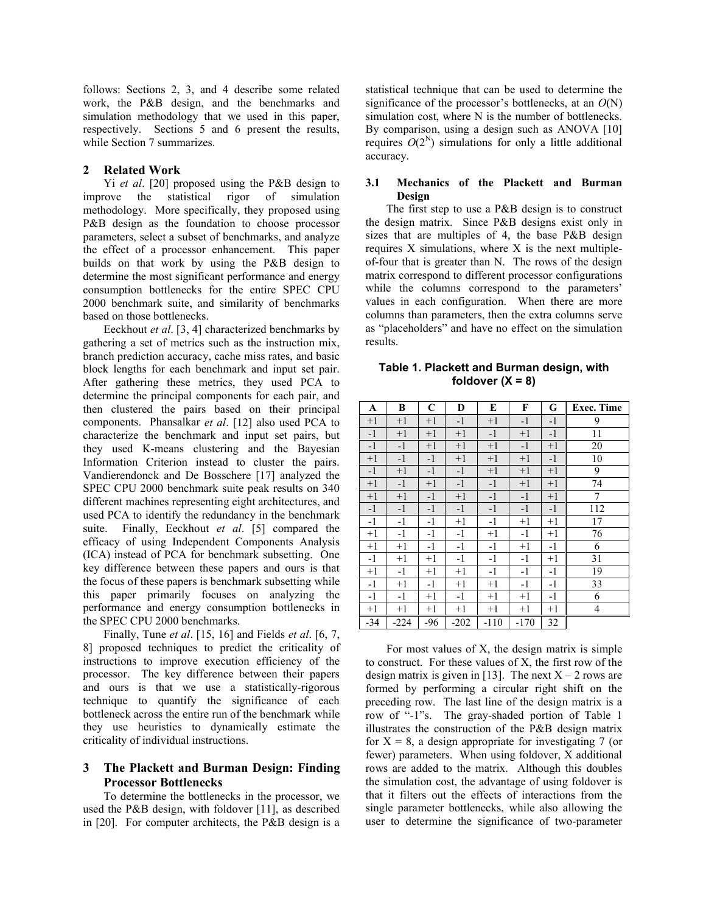follows: Sections 2, 3, and 4 describe some related work, the P&B design, and the benchmarks and simulation methodology that we used in this paper, respectively. Sections 5 and 6 present the results, while Section 7 summarizes.

## 2 Related Work

Yi *et al*. [20] proposed using the P&B design to improve the statistical rigor of simulation methodology. More specifically, they proposed using P&B design as the foundation to choose processor parameters, select a subset of benchmarks, and analyze the effect of a processor enhancement. This paper builds on that work by using the P&B design to determine the most significant performance and energy consumption bottlenecks for the entire SPEC CPU 2000 benchmark suite, and similarity of benchmarks based on those bottlenecks.

Eeckhout *et al*. [3, 4] characterized benchmarks by gathering a set of metrics such as the instruction mix, branch prediction accuracy, cache miss rates, and basic block lengths for each benchmark and input set pair. After gathering these metrics, they used PCA to determine the principal components for each pair, and then clustered the pairs based on their principal components. Phansalkar *et al*. [12] also used PCA to characterize the benchmark and input set pairs, but they used K-means clustering and the Bayesian Information Criterion instead to cluster the pairs. Vandierendonck and De Bosschere [17] analyzed the SPEC CPU 2000 benchmark suite peak results on 340 different machines representing eight architectures, and used PCA to identify the redundancy in the benchmark suite. Finally, Eeckhout *et al*. [5] compared the efficacy of using Independent Components Analysis (ICA) instead of PCA for benchmark subsetting. One key difference between these papers and ours is that the focus of these papers is benchmark subsetting while this paper primarily focuses on analyzing the performance and energy consumption bottlenecks in the SPEC CPU 2000 benchmarks.

Finally, Tune *et al*. [15, 16] and Fields *et al*. [6, 7, 8] proposed techniques to predict the criticality of instructions to improve execution efficiency of the processor. The key difference between their papers and ours is that we use a statistically-rigorous technique to quantify the significance of each bottleneck across the entire run of the benchmark while they use heuristics to dynamically estimate the criticality of individual instructions.

## 3 The Plackett and Burman Design: Finding Processor Bottlenecks

To determine the bottlenecks in the processor, we used the P&B design, with foldover [11], as described in [20]. For computer architects, the P&B design is a statistical technique that can be used to determine the significance of the processor's bottlenecks, at an $O(N)$ simulation cost, where N is the number of bottlenecks. By comparison, using a design such as ANOVA [10] requires $O(2^N)$ simulations for only a little additional accuracy.

### 3.1 Mechanics of the Plackett and Burman Design

The first step to use a P&B design is to construct the design matrix. Since P&B designs exist only in sizes that are multiples of 4, the base P&B design requires X simulations, where X is the next multiple-of-four that is greater than N. The rows of the design matrix correspond to different processor configurations while the columns correspond to the parameters' values in each configuration. When there are more columns than parameters, then the extra columns serve as "placeholders" and have no effect on the simulation results.

**Table 1. Plackett and Burman design, with foldover (X = 8)**

| A | B | C | D | E | F | G | Exec. Time |
|---|---|---|---|---|---|---|---|
| +1 | +1 | +1 | -1 | +1 | -1 | -1 | 9 |
| -1 | +1 | +1 | +1 | -1 | +1 | -1 | 11 |
| -1 | -1 | +1 | +1 | +1 | -1 | +1 | 20 |
| +1 | -1 | -1 | +1 | +1 | +1 | -1 | 10 |
| -1 | +1 | -1 | -1 | +1 | +1 | +1 | 9 |
| +1 | -1 | +1 | -1 | -1 | +1 | +1 | 74 |
| +1 | +1 | -1 | +1 | -1 | -1 | +1 | 7 |
| -1 | -1 | -1 | -1 | -1 | -1 | -1 | 112 |
| -1 | -1 | -1 | +1 | -1 | +1 | +1 | 17 |
| +1 | -1 | -1 | -1 | +1 | -1 | +1 | 76 |
| +1 | +1 | -1 | -1 | -1 | +1 | -1 | 6 |
| -1 | +1 | +1 | -1 | -1 | -1 | +1 | 31 |
| +1 | -1 | +1 | +1 | -1 | -1 | -1 | 19 |
| -1 | +1 | -1 | +1 | +1 | -1 | -1 | 33 |
| -1 | -1 | +1 | -1 | +1 | +1 | -1 | 6 |
| +1 | +1 | +1 | +1 | +1 | +1 | +1 | 4 |
| -34 | -224 | -96 | -202 | -110 | -170 | 32 | |

For most values of X, the design matrix is simple to construct. For these values of X, the first row of the design matrix is given in [13]. The next X – 2 rows are formed by performing a circular right shift on the preceding row. The last line of the design matrix is a row of "-1"s. The gray-shaded portion of Table 1 illustrates the construction of the P&B design matrix for X = 8, a design appropriate for investigating 7 (or fewer) parameters. When using foldover, X additional rows are added to the matrix. Although this doubles the simulation cost, the advantage of using foldover is that it filters out the effects of interactions from the single parameter bottlenecks, while also allowing the user to determine the significance of two-parameter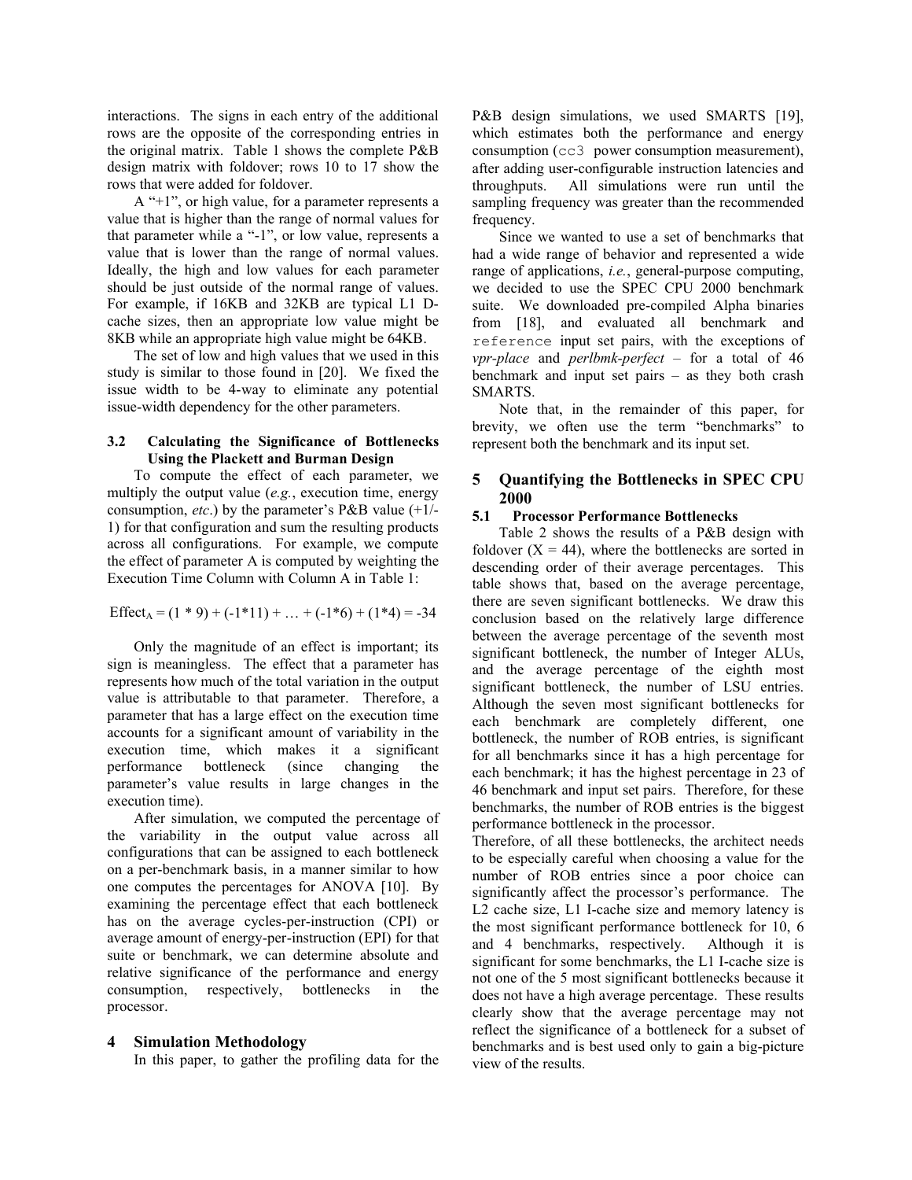interactions. The signs in each entry of the additional rows are the opposite of the corresponding entries in the original matrix. Table 1 shows the complete P&B design matrix with foldover; rows 10 to 17 show the rows that were added for foldover.

A "+1", or high value, for a parameter represents a value that is higher than the range of normal values for that parameter while a "-1", or low value, represents a value that is lower than the range of normal values. Ideally, the high and low values for each parameter should be just outside of the normal range of values. For example, if 16KB and 32KB are typical L1 D-cache sizes, then an appropriate low value might be 8KB while an appropriate high value might be 64KB.

The set of low and high values that we used in this study is similar to those found in [20]. We fixed the issue width to be 4-way to eliminate any potential issue-width dependency for the other parameters.

### 3.2 Calculating the Significance of Bottlenecks Using the Plackett and Burman Design

To compute the effect of each parameter, we multiply the output value (*e.g.*, execution time, energy consumption, *etc*.) by the parameter's P&B value (+1/-1) for that configuration and sum the resulting products across all configurations. For example, we compute the effect of parameter A is computed by weighting the Execution Time Column with Column A in Table 1:

$$\text{Effect}_A = (1 * 9) + (-1*11) + \ldots + (-1*6) + (1*4) = -34$$

Only the magnitude of an effect is important; its sign is meaningless. The effect that a parameter has represents how much of the total variation in the output value is attributable to that parameter. Therefore, a parameter that has a large effect on the execution time accounts for a significant amount of variability in the execution time, which makes it a significant performance bottleneck (since changing the parameter's value results in large changes in the execution time).

After simulation, we computed the percentage of the variability in the output value across all configurations that can be assigned to each bottleneck on a per-benchmark basis, in a manner similar to how one computes the percentages for ANOVA [10]. By examining the percentage effect that each bottleneck has on the average cycles-per-instruction (CPI) or average amount of energy-per-instruction (EPI) for that suite or benchmark, we can determine absolute and relative significance of the performance and energy consumption, respectively, bottlenecks in the processor.

## 4 Simulation Methodology

In this paper, to gather the profiling data for the P&B design simulations, we used SMARTS [19], which estimates both the performance and energy consumption (`cc3` power consumption measurement), after adding user-configurable instruction latencies and throughputs. All simulations were run until the sampling frequency was greater than the recommended frequency.

Since we wanted to use a set of benchmarks that had a wide range of behavior and represented a wide range of applications, *i.e.*, general-purpose computing, we decided to use the SPEC CPU 2000 benchmark suite. We downloaded pre-compiled Alpha binaries from [18], and evaluated all benchmark and `reference` input set pairs, with the exceptions of *vpr-place* and *perlbmk-perfect* – for a total of 46 benchmark and input set pairs – as they both crash SMARTS.

Note that, in the remainder of this paper, for brevity, we often use the term "benchmarks" to represent both the benchmark and its input set.

## 5 Quantifying the Bottlenecks in SPEC CPU 2000

### 5.1 Processor Performance Bottlenecks

Table 2 shows the results of a P&B design with foldover (X = 44), where the bottlenecks are sorted in descending order of their average percentages. This table shows that, based on the average percentage, there are seven significant bottlenecks. We draw this conclusion based on the relatively large difference between the average percentage of the seventh most significant bottleneck, the number of Integer ALUs, and the average percentage of the eighth most significant bottleneck, the number of LSU entries. Although the seven most significant bottlenecks for each benchmark are completely different, one bottleneck, the number of ROB entries, is significant for all benchmarks since it has a high percentage for each benchmark; it has the highest percentage in 23 of 46 benchmark and input set pairs. Therefore, for these benchmarks, the number of ROB entries is the biggest performance bottleneck in the processor.

Therefore, of all these bottlenecks, the architect needs to be especially careful when choosing a value for the number of ROB entries since a poor choice can significantly affect the processor's performance. The L2 cache size, L1 I-cache size and memory latency is the most significant performance bottleneck for 10, 6 and 4 benchmarks, respectively. Although it is significant for some benchmarks, the L1 I-cache size is not one of the 5 most significant bottlenecks because it does not have a high average percentage. These results clearly show that the average percentage may not reflect the significance of a bottleneck for a subset of benchmarks and is best used only to gain a big-picture view of the results.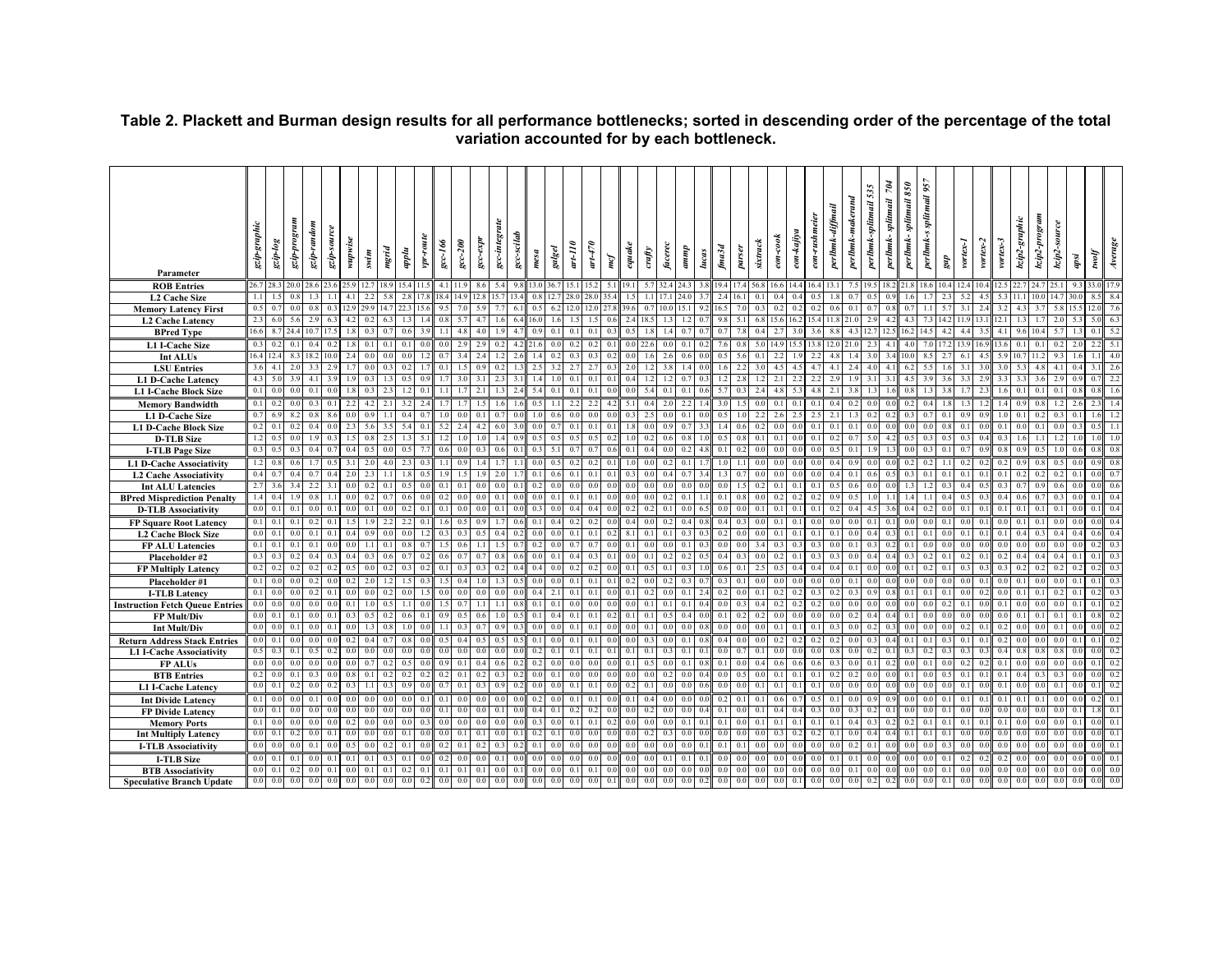**Table 2. Plackett and Burman design results for all performance bottlenecks; sorted in descending order of the percentage of the total variation accounted for by each bottleneck.**

| Parameter | gzip-graphic | gzip-log | gzip-program | gzip-random | gzip-source | wupwise | swim | mgrid | applu | vpr-route | gcc-166 | gcc-200 | gcc-expr | gcc-integrate | gcc-scilab | mesa | galgel | art-110 | art-470 | mcf | equake | crafty | facerec | ammp | lucas | fma3d | parser | sixtrack | eon-cook | eon-kajiya | eon-rushmeier | perlbmk-diffmail | perlbmk-makerand | perlbmk-splitmail 535 | perlbmk- splitmail 704 | perlbmk- splitmail 850 | perlbmk-s splitmail 957 | gap | vortex-1 | vortex-2 | vortex-3 | bzip2-graphic | bzip2-program | bzip2-source | apsi | twolf | Average |
|---|---|---|---|---|---|---|---|---|---|---|---|---|---|---|---|---|---|---|---|---|---|---|---|---|---|---|---|---|---|---|---|---|---|---|---|---|---|---|---|---|---|---|---|---|---|---|
| **ROB Entries** | 26.7 | 28.3 | 20.0 | 28.6 | 23.6 | 25.9 | 12.7 | 18.9 | 15.4 | 11.5 | 4.1 | 11.9 | 8.6 | 5.4 | 9.8 | 13.0 | 36.7 | 15.1 | 15.2 | 5.1 | 19.1 | 5.7 | 32.4 | 24.3 | 3.8 | 19.4 | 17.4 | 56.8 | 16.6 | 14.4 | 16.4 | 13.1 | 7.5 | 19.5 | 18.2 | 21.8 | 18.6 | 10.4 | 12.4 | 10.4 | 12.5 | 22.7 | 24.7 | 25.1 | 9.3 | 33.0 | 17.9 |
| **L2 Cache Size** | 1.1 | 1.5 | 0.8 | 1.3 | 1.1 | 4.1 | 2.2 | 5.8 | 2.8 | 17.8 | 18.4 | 14.9 | 12.8 | 15.7 | 13.4 | 0.8 | 12.7 | 28.0 | 28.0 | 35.4 | 1.5 | 1.1 | 17.1 | 24.0 | 3.7 | 2.4 | 16.1 | 0.1 | 0.4 | 0.4 | 0.5 | 1.8 | 0.7 | 0.5 | 0.9 | 1.6 | 1.7 | 2.3 | 5.2 | 4.5 | 5.3 | 11.1 | 10.0 | 14.7 | 30.0 | 8.5 | 8.4 |
| **Memory Latency First** | 0.5 | 0.7 | 0.0 | 0.8 | 0.3 | 12.9 | 29.9 | 14.7 | 22.3 | 15.6 | 9.5 | 7.0 | 5.9 | 7.7 | 6.1 | 0.5 | 6.2 | 12.0 | 12.0 | 27.8 | 39.6 | 0.7 | 10.0 | 15.1 | 9.2 | 16.5 | 7.0 | 0.3 | 0.2 | 0.2 | 0.2 | 0.6 | 0.1 | 0.7 | 0.8 | 0.7 | 1.1 | 5.7 | 3.1 | 2.4 | 3.2 | 4.3 | 3.7 | 5.8 | 15.5 | 12.0 | 7.6 |
| **L2 Cache Latency** | 2.3 | 6.0 | 5.6 | 2.9 | 6.3 | 4.2 | 0.2 | 6.3 | 1.3 | 1.4 | 0.8 | 5.7 | 4.7 | 1.6 | 6.4 | 16.0 | 1.6 | 1.5 | 1.5 | 0.6 | 2.4 | 18.5 | 1.3 | 1.2 | 0.7 | 9.8 | 5.1 | 6.8 | 15.6 | 16.2 | 15.4 | 11.8 | 21.0 | 2.9 | 4.2 | 4.3 | 7.3 | 14.2 | 11.9 | 13.1 | 12.1 | 1.3 | 1.7 | 2.0 | 5.3 | 5.0 | 6.3 |
| **BPred Type** | 16.6 | 8.7 | 24.4 | 10.7 | 17.5 | 1.8 | 0.3 | 0.7 | 0.6 | 3.9 | 1.1 | 4.8 | 4.0 | 1.9 | 4.7 | 0.9 | 0.1 | 0.1 | 0.1 | 0.3 | 0.5 | 1.8 | 1.4 | 0.7 | 0.7 | 0.7 | 7.8 | 0.4 | 2.7 | 3.0 | 3.6 | 8.8 | 4.3 | 12.7 | 12.5 | 16.2 | 14.5 | 4.2 | 4.4 | 3.5 | 4.1 | 9.6 | 10.4 | 5.7 | 1.3 | 0.1 | 5.2 |
| **L1 I-Cache Size** | 0.3 | 0.2 | 0.1 | 0.4 | 0.2 | 1.8 | 0.1 | 0.1 | 0.1 | 0.0 | 0.0 | 2.9 | 2.9 | 0.2 | 4.2 | 21.6 | 0.0 | 0.2 | 0.2 | 0.1 | 0.0 | 22.6 | 0.0 | 0.1 | 0.2 | 7.6 | 0.8 | 5.0 | 14.9 | 15.5 | 13.8 | 12.0 | 21.0 | 2.3 | 4.1 | 4.0 | 7.0 | 17.2 | 13.9 | 16.9 | 13.6 | 0.1 | 0.1 | 0.2 | 2.0 | 2.2 | 5.1 |
| **Int ALUs** | 16.4 | 12.4 | 8.3 | 18.2 | 10.0 | 2.4 | 0.0 | 0.0 | 0.0 | 1.2 | 0.7 | 3.4 | 2.4 | 1.2 | 2.6 | 1.4 | 0.2 | 0.3 | 0.3 | 0.2 | 0.0 | 1.6 | 2.6 | 0.6 | 0.0 | 0.5 | 5.6 | 0.1 | 2.2 | 1.9 | 2.2 | 4.8 | 1.4 | 3.0 | 3.4 | 10.0 | 8.5 | 2.7 | 6.1 | 4.5 | 5.9 | 10.7 | 11.2 | 9.3 | 1.6 | 1.1 | 4.0 |
| **LSU Entries** | 3.6 | 4.1 | 2.0 | 3.3 | 2.9 | 1.7 | 0.0 | 0.3 | 0.2 | 1.7 | 0.1 | 1.5 | 0.9 | 0.2 | 1.3 | 2.5 | 3.2 | 2.7 | 2.7 | 0.3 | 2.0 | 1.2 | 3.8 | 1.4 | 0.0 | 1.6 | 2.2 | 3.0 | 4.5 | 4.5 | 4.7 | 4.1 | 2.4 | 4.0 | 4.1 | 6.2 | 5.5 | 1.6 | 3.1 | 3.0 | 3.0 | 5.3 | 4.8 | 4.1 | 0.4 | 3.1 | 2.6 |
| **L1 D-Cache Latency** | 4.3 | 5.0 | 3.9 | 4.1 | 3.9 | 1.9 | 0.3 | 1.3 | 0.5 | 0.9 | 1.7 | 3.0 | 3.1 | 2.3 | 3.1 | 1.4 | 1.0 | 0.1 | 0.1 | 0.1 | 0.4 | 1.2 | 1.2 | 0.7 | 0.3 | 1.2 | 2.8 | 1.2 | 2.1 | 2.2 | 2.2 | 2.9 | 1.9 | 3.1 | 3.1 | 4.5 | 3.9 | 3.6 | 3.3 | 2.9 | 3.3 | 3.3 | 3.6 | 2.9 | 0.9 | 0.7 | 2.2 |
| **L1 I-Cache Block Size** | 0.1 | 0.0 | 0.0 | 0.1 | 0.0 | 1.8 | 0.3 | 2.3 | 1.2 | 0.1 | 1.1 | 1.7 | 2.1 | 1.3 | 2.4 | 5.4 | 0.1 | 0.1 | 0.1 | 0.0 | 0.0 | 5.4 | 0.1 | 0.1 | 0.6 | 5.7 | 0.3 | 2.4 | 4.8 | 5.3 | 4.8 | 2.1 | 3.8 | 1.3 | 1.6 | 0.8 | 1.3 | 3.8 | 1.7 | 2.3 | 1.6 | 0.1 | 0.1 | 0.1 | 0.8 | 0.8 | 1.6 |
| **Memory Bandwidth** | 0.1 | 0.2 | 0.0 | 0.3 | 0.1 | 2.2 | 4.2 | 2.1 | 3.2 | 2.4 | 1.7 | 1.7 | 1.5 | 1.6 | 1.6 | 0.5 | 1.1 | 2.2 | 2.2 | 4.2 | 5.1 | 0.4 | 2.0 | 2.2 | 1.4 | 3.0 | 1.5 | 0.0 | 0.1 | 0.1 | 0.1 | 0.4 | 0.2 | 0.0 | 0.0 | 0.2 | 0.4 | 1.8 | 1.3 | 1.2 | 1.4 | 0.9 | 0.8 | 1.2 | 2.6 | 2.3 | 1.4 |
| **L1 D-Cache Size** | 0.7 | 6.9 | 8.2 | 0.8 | 8.6 | 0.0 | 0.9 | 1.1 | 0.4 | 0.7 | 1.0 | 0.0 | 0.1 | 0.7 | 0.0 | 1.0 | 0.6 | 0.0 | 0.0 | 0.0 | 0.3 | 2.5 | 0.0 | 0.1 | 0.0 | 0.5 | 1.0 | 2.2 | 2.6 | 2.5 | 2.5 | 2.1 | 1.3 | 0.2 | 0.2 | 0.3 | 0.7 | 0.1 | 0.9 | 0.9 | 1.0 | 0.1 | 0.2 | 0.3 | 0.1 | 1.6 | 1.2 |
| **L1 D-Cache Block Size** | 0.2 | 0.1 | 0.2 | 0.4 | 0.0 | 2.3 | 5.6 | 3.5 | 5.4 | 0.1 | 5.2 | 2.4 | 4.2 | 6.0 | 3.0 | 0.0 | 0.7 | 0.1 | 0.1 | 0.1 | 1.8 | 0.0 | 0.9 | 0.7 | 3.3 | 1.4 | 0.6 | 0.2 | 0.0 | 0.0 | 0.1 | 0.1 | 0.1 | 0.0 | 0.0 | 0.0 | 0.0 | 0.8 | 0.1 | 0.0 | 0.1 | 0.0 | 0.1 | 0.0 | 0.3 | 0.5 | 1.1 |
| **D-TLB Size** | 1.2 | 0.5 | 0.0 | 1.9 | 0.3 | 1.5 | 0.8 | 2.5 | 1.3 | 5.1 | 1.2 | 1.0 | 1.0 | 1.4 | 0.9 | 0.5 | 0.5 | 0.5 | 0.5 | 0.2 | 1.0 | 0.2 | 0.6 | 0.8 | 1.0 | 0.5 | 0.8 | 0.1 | 0.1 | 0.0 | 0.1 | 0.2 | 0.7 | 5.0 | 4.2 | 0.5 | 0.3 | 0.5 | 0.3 | 0.4 | 0.3 | 1.6 | 1.1 | 1.2 | 1.0 | 1.0 | 1.0 |
| **I-TLB Page Size** | 0.3 | 0.5 | 0.3 | 0.4 | 0.7 | 0.4 | 0.5 | 0.0 | 0.5 | 7.7 | 0.6 | 0.0 | 0.3 | 0.6 | 0.1 | 0.3 | 5.1 | 0.7 | 0.7 | 0.6 | 0.1 | 0.4 | 0.0 | 0.2 | 4.8 | 0.1 | 0.2 | 0.0 | 0.0 | 0.0 | 0.0 | 0.5 | 0.1 | 1.9 | 1.3 | 0.0 | 0.3 | 0.1 | 0.7 | 0.9 | 0.8 | 0.9 | 0.5 | 1.0 | 0.6 | 0.8 | 0.8 |
| **L1 D-Cache Associativity** | 1.2 | 0.8 | 0.6 | 1.7 | 0.5 | 3.1 | 2.0 | 4.0 | 2.3 | 0.3 | 1.1 | 0.9 | 1.4 | 1.7 | 1.1 | 0.0 | 0.5 | 0.2 | 0.2 | 0.1 | 1.0 | 0.0 | 0.2 | 0.1 | 1.7 | 1.0 | 1.1 | 0.0 | 0.0 | 0.0 | 0.0 | 0.4 | 0.9 | 0.0 | 0.0 | 0.2 | 0.2 | 1.1 | 0.2 | 0.2 | 0.2 | 0.9 | 0.8 | 0.5 | 0.0 | 0.9 | 0.8 |
| **L2 Cache Associativity** | 0.4 | 0.7 | 0.4 | 0.7 | 0.4 | 2.0 | 2.3 | 1.1 | 1.8 | 0.5 | 1.9 | 1.5 | 1.9 | 2.0 | 1.7 | 0.1 | 0.6 | 0.1 | 0.1 | 0.1 | 0.3 | 0.0 | 0.4 | 0.7 | 3.4 | 1.3 | 0.7 | 0.0 | 0.0 | 0.0 | 0.0 | 0.4 | 0.1 | 0.6 | 0.5 | 0.3 | 0.1 | 0.1 | 0.1 | 0.1 | 0.1 | 0.2 | 0.2 | 0.2 | 0.1 | 0.0 | 0.7 |
| **Int ALU Latencies** | 2.7 | 3.6 | 3.4 | 2.2 | 3.1 | 0.0 | 0.2 | 0.1 | 0.5 | 0.0 | 0.1 | 0.1 | 0.0 | 0.0 | 0.1 | 0.2 | 0.0 | 0.0 | 0.0 | 0.0 | 0.0 | 0.0 | 0.0 | 0.0 | 0.0 | 0.0 | 1.5 | 0.2 | 0.1 | 0.1 | 0.1 | 0.5 | 0.6 | 0.0 | 0.0 | 1.3 | 1.2 | 0.3 | 0.4 | 0.5 | 0.3 | 0.7 | 0.9 | 0.6 | 0.0 | 0.0 | 0.6 |
| **BPred Misprediction Penalty** | 1.4 | 0.4 | 1.9 | 0.8 | 1.1 | 0.0 | 0.2 | 0.7 | 0.6 | 0.0 | 0.2 | 0.0 | 0.0 | 0.1 | 0.0 | 0.0 | 0.1 | 0.1 | 0.1 | 0.0 | 0.0 | 0.0 | 0.2 | 0.1 | 1.1 | 0.1 | 0.8 | 0.0 | 0.2 | 0.2 | 0.2 | 0.9 | 0.5 | 1.0 | 1.1 | 1.4 | 1.1 | 0.4 | 0.5 | 0.3 | 0.4 | 0.6 | 0.7 | 0.3 | 0.0 | 0.1 | 0.4 |
| **D-TLB Associativity** | 0.0 | 0.1 | 0.1 | 0.0 | 0.1 | 0.0 | 0.1 | 0.0 | 0.2 | 0.1 | 0.1 | 0.0 | 0.0 | 0.1 | 0.0 | 0.3 | 0.0 | 0.4 | 0.4 | 0.0 | 0.2 | 0.2 | 0.1 | 0.0 | 6.5 | 0.0 | 0.0 | 0.1 | 0.1 | 0.1 | 0.1 | 0.2 | 0.4 | 4.5 | 3.6 | 0.4 | 0.2 | 0.0 | 0.1 | 0.1 | 0.1 | 0.1 | 0.1 | 0.1 | 0.0 | 0.1 | 0.4 |
| **FP Square Root Latency** | 0.1 | 0.1 | 0.1 | 0.2 | 0.1 | 1.5 | 1.9 | 2.2 | 2.2 | 0.1 | 1.6 | 0.5 | 0.9 | 1.7 | 0.6 | 0.1 | 0.4 | 0.2 | 0.2 | 0.0 | 0.4 | 0.0 | 0.2 | 0.4 | 0.8 | 0.4 | 0.3 | 0.0 | 0.1 | 0.1 | 0.0 | 0.0 | 0.0 | 0.1 | 0.1 | 0.0 | 0.0 | 0.1 | 0.0 | 0.1 | 0.0 | 0.1 | 0.1 | 0.0 | 0.0 | 0.0 | 0.4 |
| **L2 Cache Block Size** | 0.0 | 0.1 | 0.0 | 0.1 | 0.1 | 0.4 | 0.9 | 0.0 | 0.0 | 1.2 | 0.3 | 0.3 | 0.5 | 0.4 | 0.2 | 0.0 | 0.0 | 0.1 | 0.1 | 0.2 | 8.1 | 0.1 | 0.1 | 0.3 | 0.3 | 0.2 | 0.0 | 0.0 | 0.1 | 0.1 | 0.1 | 0.1 | 0.0 | 0.4 | 0.3 | 0.1 | 0.1 | 0.0 | 0.1 | 0.1 | 0.1 | 0.4 | 0.3 | 0.4 | 0.4 | 0.6 | 0.4 |
| **FP ALU Latencies** | 0.1 | 0.1 | 0.1 | 0.1 | 0.0 | 0.0 | 1.1 | 0.1 | 0.8 | 0.7 | 1.5 | 0.6 | 1.1 | 1.5 | 0.7 | 0.2 | 0.0 | 0.7 | 0.7 | 0.0 | 0.1 | 0.0 | 0.0 | 0.1 | 0.3 | 0.0 | 0.0 | 3.4 | 0.3 | 0.3 | 0.3 | 0.0 | 0.1 | 0.3 | 0.2 | 0.1 | 0.0 | 0.0 | 0.0 | 0.0 | 0.0 | 0.0 | 0.0 | 0.0 | 0.0 | 0.2 | 0.3 |
| **Placeholder #2** | 0.3 | 0.3 | 0.2 | 0.4 | 0.3 | 0.4 | 0.3 | 0.6 | 0.7 | 0.2 | 0.6 | 0.7 | 0.7 | 0.8 | 0.6 | 0.0 | 0.1 | 0.4 | 0.3 | 0.1 | 0.0 | 0.1 | 0.2 | 0.2 | 0.5 | 0.4 | 0.3 | 0.0 | 0.2 | 0.1 | 0.3 | 0.3 | 0.0 | 0.4 | 0.4 | 0.3 | 0.2 | 0.1 | 0.2 | 0.1 | 0.2 | 0.4 | 0.4 | 0.4 | 0.1 | 0.1 | 0.3 |
| **FP Multiply Latency** | 0.2 | 0.2 | 0.2 | 0.2 | 0.2 | 0.5 | 0.0 | 0.2 | 0.3 | 0.2 | 0.1 | 0.3 | 0.3 | 0.2 | 0.4 | 0.4 | 0.0 | 0.2 | 0.2 | 0.0 | 0.1 | 0.5 | 0.1 | 0.3 | 1.0 | 0.6 | 0.1 | 2.5 | 0.5 | 0.4 | 0.4 | 0.4 | 0.1 | 0.0 | 0.0 | 0.1 | 0.2 | 0.1 | 0.3 | 0.3 | 0.3 | 0.2 | 0.2 | 0.2 | 0.2 | 0.2 | 0.3 |
| **Placeholder #1** | 0.1 | 0.0 | 0.0 | 0.2 | 0.0 | 0.2 | 2.0 | 1.2 | 1.5 | 0.3 | 1.5 | 0.4 | 1.0 | 1.3 | 0.5 | 0.0 | 0.0 | 0.1 | 0.1 | 0.1 | 0.2 | 0.0 | 0.2 | 0.3 | 0.7 | 0.3 | 0.1 | 0.0 | 0.0 | 0.0 | 0.0 | 0.0 | 0.0 | 0.1 | 0.0 | 0.0 | 0.0 | 0.0 | 0.1 | 0.0 | 0.0 | 0.1 | 0.0 | 0.0 | 0.0 | 0.1 | 0.3 |
| **I-TLB Latency** | 0.1 | 0.0 | 0.0 | 0.2 | 0.1 | 0.0 | 0.0 | 0.2 | 0.0 | 1.5 | 0.0 | 0.0 | 0.0 | 0.0 | 0.0 | 0.4 | 2.1 | 0.1 | 0.1 | 0.0 | 0.1 | 0.2 | 0.0 | 0.1 | 2.4 | 0.2 | 0.0 | 0.1 | 0.2 | 0.2 | 0.3 | 0.2 | 0.3 | 0.9 | 0.8 | 0.1 | 0.1 | 0.1 | 0.0 | 0.2 | 0.0 | 0.1 | 0.1 | 0.2 | 0.1 | 0.2 | 0.3 |
| **Instruction Fetch Queue Entries** | 0.0 | 0.0 | 0.0 | 0.0 | 0.0 | 0.1 | 1.0 | 0.5 | 1.1 | 0.0 | 1.5 | 0.7 | 1.1 | 1.1 | 0.8 | 0.1 | 0.1 | 0.0 | 0.0 | 0.0 | 0.0 | 0.1 | 0.1 | 0.1 | 0.4 | 0.0 | 0.3 | 0.4 | 0.2 | 0.2 | 0.2 | 0.0 | 0.0 | 0.0 | 0.0 | 0.0 | 0.0 | 0.2 | 0.1 | 0.0 | 0.1 | 0.0 | 0.0 | 0.0 | 0.1 | 0.1 | 0.2 |
| **FP Mult/Div** | 0.0 | 0.1 | 0.1 | 0.0 | 0.1 | 0.3 | 0.5 | 0.2 | 0.6 | 0.1 | 0.9 | 0.5 | 0.6 | 1.0 | 0.5 | 0.1 | 0.4 | 0.1 | 0.1 | 0.2 | 0.1 | 0.1 | 0.5 | 0.4 | 0.0 | 0.1 | 0.2 | 0.2 | 0.0 | 0.0 | 0.0 | 0.0 | 0.2 | 0.4 | 0.4 | 0.1 | 0.0 | 0.0 | 0.0 | 0.0 | 0.0 | 0.1 | 0.1 | 0.1 | 0.1 | 0.8 | 0.2 |
| **Int Mult/Div** | 0.0 | 0.0 | 0.1 | 0.0 | 0.1 | 0.0 | 1.3 | 0.8 | 1.0 | 0.0 | 1.1 | 0.3 | 0.7 | 0.9 | 0.3 | 0.0 | 0.0 | 0.1 | 0.1 | 0.0 | 0.0 | 0.1 | 0.0 | 0.0 | 0.8 | 0.0 | 0.0 | 0.0 | 0.1 | 0.1 | 0.1 | 0.3 | 0.0 | 0.2 | 0.3 | 0.0 | 0.0 | 0.0 | 0.2 | 0.1 | 0.2 | 0.0 | 0.0 | 0.1 | 0.0 | 0.0 | 0.2 |
| **Return Address Stack Entries** | 0.0 | 0.1 | 0.0 | 0.0 | 0.0 | 0.2 | 0.4 | 0.7 | 0.8 | 0.0 | 0.5 | 0.4 | 0.5 | 0.5 | 0.5 | 0.1 | 0.0 | 0.1 | 0.1 | 0.0 | 0.0 | 0.3 | 0.0 | 0.1 | 0.8 | 0.4 | 0.0 | 0.0 | 0.2 | 0.2 | 0.2 | 0.2 | 0.0 | 0.3 | 0.4 | 0.1 | 0.1 | 0.3 | 0.1 | 0.1 | 0.2 | 0.0 | 0.0 | 0.0 | 0.1 | 0.1 | 0.2 |
| **L1 I-Cache Associativity** | 0.5 | 0.3 | 0.1 | 0.5 | 0.2 | 0.0 | 0.0 | 0.0 | 0.0 | 0.0 | 0.0 | 0.0 | 0.0 | 0.0 | 0.0 | 0.2 | 0.1 | 0.1 | 0.1 | 0.1 | 0.1 | 0.1 | 0.3 | 0.1 | 0.1 | 0.0 | 0.7 | 0.1 | 0.0 | 0.0 | 0.0 | 0.8 | 0.0 | 0.2 | 0.1 | 0.3 | 0.2 | 0.3 | 0.3 | 0.3 | 0.4 | 0.8 | 0.8 | 0.8 | 0.0 | 0.0 | 0.2 |
| **FP ALUs** | 0.0 | 0.0 | 0.0 | 0.0 | 0.0 | 0.0 | 0.7 | 0.2 | 0.5 | 0.0 | 0.9 | 0.1 | 0.4 | 0.6 | 0.2 | 0.2 | 0.0 | 0.0 | 0.0 | 0.0 | 0.1 | 0.5 | 0.0 | 0.1 | 0.8 | 0.1 | 0.0 | 0.4 | 0.6 | 0.6 | 0.6 | 0.3 | 0.0 | 0.1 | 0.2 | 0.0 | 0.1 | 0.0 | 0.2 | 0.2 | 0.1 | 0.0 | 0.0 | 0.0 | 0.0 | 0.1 | 0.2 |
| **BTB Entries** | 0.2 | 0.0 | 0.1 | 0.3 | 0.0 | 0.8 | 0.1 | 0.2 | 0.2 | 0.2 | 0.2 | 0.1 | 0.2 | 0.3 | 0.2 | 0.0 | 0.1 | 0.0 | 0.0 | 0.0 | 0.0 | 0.0 | 0.2 | 0.0 | 0.4 | 0.0 | 0.5 | 0.0 | 0.1 | 0.1 | 0.1 | 0.2 | 0.2 | 0.0 | 0.0 | 0.1 | 0.0 | 0.5 | 0.1 | 0.1 | 0.1 | 0.4 | 0.3 | 0.3 | 0.0 | 0.0 | 0.2 |
| **L1 I-Cache Latency** | 0.0 | 0.1 | 0.2 | 0.0 | 0.2 | 0.3 | 1.1 | 0.3 | 0.9 | 0.0 | 0.7 | 0.1 | 0.3 | 0.9 | 0.2 | 0.0 | 0.0 | 0.1 | 0.1 | 0.0 | 0.2 | 0.1 | 0.0 | 0.0 | 0.6 | 0.0 | 0.0 | 0.1 | 0.1 | 0.1 | 0.1 | 0.0 | 0.0 | 0.0 | 0.0 | 0.0 | 0.0 | 0.0 | 0.1 | 0.0 | 0.1 | 0.0 | 0.0 | 0.1 | 0.0 | 0.1 | 0.2 |
| **Int Divide Latency** | 0.1 | 0.0 | 0.0 | 0.1 | 0.0 | 0.0 | 0.0 | 0.0 | 0.0 | 0.1 | 0.1 | 0.0 | 0.0 | 0.0 | 0.0 | 0.2 | 0.0 | 0.1 | 0.1 | 0.0 | 0.1 | 0.4 | 0.0 | 0.0 | 0.0 | 0.2 | 0.1 | 0.1 | 0.6 | 0.7 | 0.5 | 0.1 | 0.0 | 0.9 | 0.9 | 0.0 | 0.0 | 0.1 | 0.1 | 0.1 | 0.1 | 0.1 | 0.1 | 0.0 | 0.0 | 0.2 | 0.1 |
| **FP Divide Latency** | 0.0 | 0.1 | 0.0 | 0.0 | 0.0 | 0.0 | 0.0 | 0.0 | 0.0 | 0.0 | 0.1 | 0.0 | 0.0 | 0.1 | 0.0 | 0.4 | 0.1 | 0.2 | 0.2 | 0.0 | 0.0 | 0.2 | 0.0 | 0.0 | 0.4 | 0.1 | 0.0 | 0.1 | 0.4 | 0.4 | 0.3 | 0.0 | 0.3 | 0.2 | 0.1 | 0.0 | 0.0 | 0.1 | 0.0 | 0.0 | 0.0 | 0.0 | 0.0 | 0.0 | 0.1 | 1.8 | 0.1 |
| **Memory Ports** | 0.1 | 0.0 | 0.0 | 0.0 | 0.0 | 0.2 | 0.0 | 0.0 | 0.0 | 0.3 | 0.0 | 0.0 | 0.0 | 0.0 | 0.0 | 0.3 | 0.0 | 0.1 | 0.1 | 0.2 | 0.0 | 0.0 | 0.0 | 0.1 | 0.1 | 0.1 | 0.0 | 0.1 | 0.1 | 0.1 | 0.1 | 0.1 | 0.4 | 0.3 | 0.2 | 0.2 | 0.1 | 0.1 | 0.1 | 0.1 | 0.1 | 0.0 | 0.0 | 0.0 | 0.1 | 0.0 | 0.1 |
| **Int Multiply Latency** | 0.0 | 0.1 | 0.2 | 0.0 | 0.1 | 0.0 | 0.0 | 0.0 | 0.1 | 0.0 | 0.0 | 0.1 | 0.1 | 0.0 | 0.1 | 0.2 | 0.1 | 0.0 | 0.0 | 0.0 | 0.0 | 0.2 | 0.3 | 0.0 | 0.0 | 0.0 | 0.0 | 0.0 | 0.3 | 0.2 | 0.2 | 0.1 | 0.0 | 0.4 | 0.4 | 0.1 | 0.1 | 0.1 | 0.0 | 0.0 | 0.0 | 0.0 | 0.0 | 0.0 | 0.0 | 0.0 | 0.1 |
| **I-TLB Associativity** | 0.0 | 0.0 | 0.0 | 0.1 | 0.0 | 0.5 | 0.0 | 0.2 | 0.1 | 0.0 | 0.2 | 0.1 | 0.2 | 0.3 | 0.2 | 0.1 | 0.0 | 0.0 | 0.0 | 0.0 | 0.0 | 0.0 | 0.0 | 0.0 | 0.1 | 0.1 | 0.1 | 0.0 | 0.0 | 0.0 | 0.0 | 0.0 | 0.2 | 0.1 | 0.0 | 0.0 | 0.0 | 0.3 | 0.0 | 0.0 | 0.0 | 0.0 | 0.0 | 0.0 | 0.0 | 0.0 | 0.1 |
| **I-TLB Size** | 0.0 | 0.1 | 0.1 | 0.1 | 0.0 | 0.1 | 0.1 | 0.3 | 0.1 | 0.0 | 0.2 | 0.0 | 0.0 | 0.1 | 0.0 | 0.0 | 0.0 | 0.0 | 0.0 | 0.0 | 0.0 | 0.0 | 0.0 | 0.1 | 0.1 | 0.0 | 0.0 | 0.0 | 0.0 | 0.0 | 0.0 | 0.1 | 0.1 | 0.0 | 0.0 | 0.0 | 0.0 | 0.1 | 0.2 | 0.2 | 0.2 | 0.0 | 0.0 | 0.0 | 0.0 | 0.0 | 0.1 |
| **BTB Associativity** | 0.0 | 0.1 | 0.2 | 0.0 | 0.1 | 0.0 | 0.1 | 0.1 | 0.2 | 0.1 | 0.1 | 0.1 | 0.1 | 0.0 | 0.1 | 0.0 | 0.0 | 0.0 | 0.1 | 0.0 | 0.0 | 0.0 | 0.0 | 0.0 | 0.0 | 0.0 | 0.0 | 0.0 | 0.0 | 0.0 | 0.0 | 0.0 | 0.1 | 0.0 | 0.0 | 0.0 | 0.0 | 0.1 | 0.0 | 0.0 | 0.0 | 0.0 | 0.0 | 0.0 | 0.0 | 0.0 | 0.0 |
| **Speculative Branch Update** | 0.0 | 0.0 | 0.0 | 0.0 | 0.0 | 0.0 | 0.0 | 0.0 | 0.0 | 0.2 | 0.0 | 0.0 | 0.0 | 0.0 | 0.0 | 0.0 | 0.0 | 0.0 | 0.0 | 0.1 | 0.0 | 0.0 | 0.0 | 0.0 | 0.2 | 0.0 | 0.0 | 0.0 | 0.0 | 0.1 | 0.0 | 0.0 | 0.0 | 0.2 | 0.2 | 0.0 | 0.0 | 0.1 | 0.0 | 0.0 | 0.0 | 0.0 | 0.0 | 0.0 | 0.0 | 0.0 | 0.0 |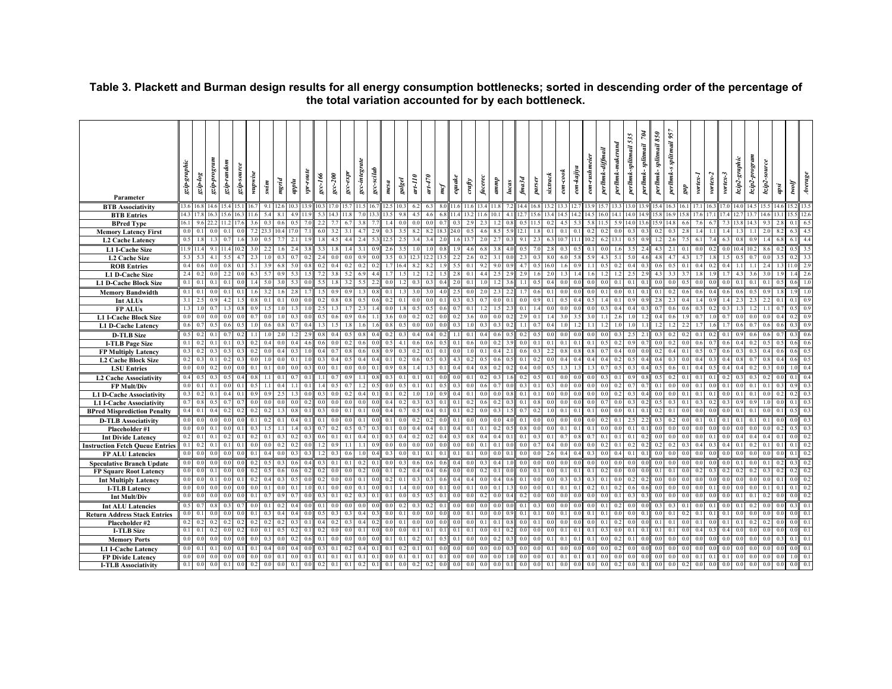**Table 3. Plackett and Burman design results for all energy consumption bottlenecks; sorted in descending order of the percentage of the total variation accounted for by each bottleneck.**

| Parameter | gzip-graphic | gzip-log | gzip-program | gzip-random | gzip-source | wupwise | swim | mgrid | applu | vpr-route | gcc-166 | gcc-200 | gcc-expr | gcc-integrate | gcc-scilab | mesa | galgel | art-110 | art-470 | mcf | equake | crafty | facerec | ammp | lucas | fma3d | parser | sixtrack | eon-cook | eon-kajiya | eon-rushmeier | perlbmk-diffmail | perlbmk-makerand | perlbmk-splitmail 535 | perlbmk- splitmail 704 | perlbmk- splitmail 850 | perlbmk-s splitmail 957 | gap | vortex-1 | vortex-2 | vortex-3 | bzip2-graphic | bzip2-program | bzip2-source | apsi | twolf | Average |
|---|---|---|---|---|---|---|---|---|---|---|---|---|---|---|---|---|---|---|---|---|---|---|---|---|---|---|---|---|---|---|---|---|---|---|---|---|---|---|---|---|---|---|---|---|---|---|
| BTB Associativity | 13.6 | 16.8 | 14.6 | 15.4 | 15.1 | 16.7 | 9.1 | 12.6 | 10.3 | 13.9 | 10.3 | 17.0 | 15.7 | 11.5 | 16.7 | 12.5 | 10.3 | 6.2 | 6.3 | 8.0 | 11.6 | 11.6 | 13.4 | 11.8 | 7.2 | 14.4 | 16.8 | 13.2 | 13.3 | 12.7 | 13.9 | 15.7 | 13.3 | 13.0 | 13.9 | 15.4 | 16.3 | 16.1 | 17.1 | 16.3 | 17.0 | 14.0 | 14.5 | 15.5 | 14.6 | 15.2 | 13.5 |
| BTB Entries | 14.3 | 17.8 | 16.3 | 15.6 | 16.3 | 11.6 | 5.4 | 8.1 | 4.9 | 11.9 | 5.3 | 14.3 | 11.8 | 7.0 | 13.3 | 13.5 | 9.8 | 4.5 | 4.6 | 6.8 | 11.4 | 13.2 | 11.6 | 10.1 | 4.1 | 12.7 | 15.6 | 13.4 | 14.5 | 14.2 | 14.5 | 16.0 | 14.1 | 14.0 | 14.9 | 15.8 | 16.9 | 15.8 | 17.6 | 17.1 | 17.4 | 12.7 | 13.7 | 14.6 | 13.1 | 15.5 | 12.6 |
| BPred Type | 16.1 | 9.6 | 22.2 | 11.2 | 17.6 | 3.6 | 0.3 | 0.6 | 0.5 | 7.0 | 2.2 | 7.7 | 6.7 | 3.8 | 7.7 | 1.4 | 0.0 | 0.0 | 0.0 | 0.7 | 0.3 | 2.9 | 2.3 | 1.2 | 0.8 | 0.5 | 11.5 | 0.2 | 4.5 | 5.3 | 5.8 | 11.5 | 5.9 | 14.0 | 13.6 | 15.9 | 14.8 | 6.6 | 7.6 | 6.7 | 7.3 | 13.8 | 14.3 | 9.3 | 2.8 | 0.1 | 6.5 |
| Memory Latency First | 0.0 | 0.1 | 0.0 | 0.1 | 0.0 | 7.2 | 23.3 | 10.4 | 17.0 | 7.1 | 6.0 | 3.2 | 3.1 | 4.7 | 2.9 | 0.3 | 3.5 | 8.2 | 8.2 | 18.3 | 24.0 | 0.5 | 4.6 | 8.5 | 5.9 | 12.1 | 1.8 | 0.1 | 0.1 | 0.1 | 0.2 | 0.2 | 0.0 | 0.3 | 0.3 | 0.2 | 0.3 | 2.8 | 1.4 | 1.1 | 1.4 | 1.3 | 1.1 | 2.0 | 8.2 | 6.3 | 4.5 |
| L2 Cache Latency | 0.5 | 1.8 | 1.3 | 0.7 | 1.6 | 3.0 | 0.5 | 7.7 | 2.1 | 1.9 | 1.8 | 4.5 | 4.4 | 2.4 | 5.3 | 12.5 | 2.5 | 3.4 | 3.4 | 2.0 | 1.6 | 13.7 | 2.0 | 2.7 | 0.3 | 9.1 | 2.3 | 6.3 | 10.7 | 11.1 | 10.2 | 6.2 | 13.1 | 0.5 | 0.9 | 1.2 | 2.6 | 7.5 | 6.1 | 7.4 | 6.3 | 0.8 | 0.9 | 1.4 | 6.8 | 6.1 | 4.4 |
| L1 I-Cache Size | 11.9 | 11.4 | 9.1 | 11.4 | 10.2 | 3.0 | 2.2 | 1.6 | 2.4 | 3.8 | 3.3 | 1.8 | 1.4 | 3.1 | 0.9 | 2.6 | 3.5 | 1.0 | 1.0 | 0.8 | 1.9 | 4.6 | 6.8 | 3.8 | 4.0 | 0.5 | 7.0 | 2.8 | 0.3 | 0.5 | 0.1 | 0.0 | 1.6 | 3.5 | 2.4 | 4.3 | 2.1 | 0.1 | 0.0 | 0.2 | 0.0 | 10.4 | 10.2 | 8.6 | 0.2 | 0.5 | 3.5 |
| L2 Cache Size | 5.3 | 5.3 | 4.1 | 5.5 | 4.7 | 2.3 | 1.0 | 0.3 | 0.7 | 0.2 | 2.4 | 0.0 | 0.0 | 0.9 | 0.0 | 3.5 | 0.3 | 12.3 | 12.2 | 13.5 | 2.2 | 2.6 | 0.2 | 3.1 | 0.0 | 2.3 | 0.3 | 8.0 | 6.0 | 5.8 | 5.9 | 4.3 | 5.1 | 5.0 | 4.6 | 4.8 | 4.7 | 4.3 | 1.7 | 1.8 | 1.5 | 0.5 | 0.7 | 0.0 | 3.5 | 0.2 | 3.3 |
| ROB Entries | 0.4 | 0.6 | 0.0 | 0.8 | 0.1 | 5.1 | 3.9 | 6.8 | 5.0 | 0.8 | 0.2 | 0.4 | 0.2 | 0.2 | 0.2 | 1.7 | 16.4 | 8.2 | 8.2 | 1.9 | 5.5 | 0.1 | 9.2 | 9.0 | 0.9 | 4.7 | 0.5 | 16.0 | 1.6 | 0.9 | 1.1 | 0.5 | 0.2 | 0.4 | 0.3 | 0.6 | 0.5 | 0.1 | 0.4 | 0.2 | 0.4 | 1.1 | 1.1 | 2.4 | 1.3 | 11.0 | 2.9 |
| L1 D-Cache Size | 2.4 | 0.2 | 0.0 | 2.2 | 0.0 | 6.3 | 5.7 | 0.9 | 5.3 | 1.5 | 7.2 | 3.8 | 5.2 | 6.9 | 4.4 | 1.7 | 1.5 | 1.2 | 1.2 | 1.5 | 2.8 | 0.1 | 4.4 | 2.5 | 2.9 | 2.9 | 1.6 | 2.0 | 1.3 | 1.4 | 1.6 | 1.2 | 1.2 | 2.5 | 2.9 | 4.3 | 3.3 | 3.7 | 1.8 | 1.9 | 1.7 | 4.3 | 3.6 | 3.0 | 1.9 | 1.4 | 2.6 |
| L1 D-Cache Block Size | 0.1 | 0.1 | 0.1 | 0.1 | 0.0 | 1.4 | 5.0 | 3.0 | 5.3 | 0.0 | 5.5 | 1.8 | 3.2 | 5.5 | 2.2 | 0.0 | 1.2 | 0.3 | 0.3 | 0.4 | 2.0 | 0.1 | 1.0 | 1.2 | 3.6 | 1.1 | 0.5 | 0.4 | 0.0 | 0.0 | 0.0 | 0.0 | 0.1 | 0.1 | 0.1 | 0.0 | 0.0 | 0.5 | 0.0 | 0.0 | 0.0 | 0.1 | 0.1 | 0.1 | 0.5 | 0.6 | 1.0 |
| Memory Bandwidth | 0.1 | 0.1 | 0.0 | 0.1 | 0.1 | 1.6 | 3.2 | 1.6 | 2.8 | 1.7 | 1.5 | 0.9 | 0.9 | 1.3 | 0.8 | 0.1 | 1.3 | 3.0 | 3.0 | 4.0 | 2.5 | 0.0 | 2.0 | 2.3 | 2.2 | 1.7 | 0.6 | 0.1 | 0.0 | 0.0 | 0.0 | 0.1 | 0.0 | 0.1 | 0.1 | 0.1 | 0.2 | 0.6 | 0.6 | 0.4 | 0.6 | 0.6 | 0.5 | 0.9 | 1.8 | 1.9 | 1.0 |
| Int ALUs | 3.1 | 2.5 | 0.9 | 4.2 | 1.5 | 0.8 | 0.1 | 0.1 | 0.0 | 0.0 | 0.2 | 0.8 | 0.8 | 0.5 | 0.6 | 0.2 | 0.1 | 0.0 | 0.0 | 0.1 | 0.3 | 0.3 | 0.7 | 0.0 | 0.1 | 0.0 | 0.9 | 0.1 | 0.5 | 0.4 | 0.5 | 1.4 | 0.1 | 0.9 | 0.9 | 2.8 | 2.3 | 0.4 | 1.4 | 0.9 | 1.4 | 2.3 | 2.3 | 2.2 | 0.1 | 0.1 | 0.9 |
| FP ALUs | 1.3 | 1.0 | 0.7 | 1.3 | 0.8 | 0.9 | 1.5 | 1.0 | 1.3 | 1.0 | 2.5 | 1.3 | 1.7 | 2.3 | 1.4 | 0.0 | 1.8 | 0.5 | 0.5 | 0.6 | 0.7 | 0.1 | 1.2 | 1.5 | 2.3 | 0.1 | 1.4 | 0.0 | 0.0 | 0.0 | 0.0 | 0.3 | 0.4 | 0.4 | 0.3 | 0.7 | 0.6 | 0.6 | 0.3 | 0.2 | 0.3 | 1.3 | 1.2 | 1.1 | 0.7 | 0.5 | 0.9 |
| L1 I-Cache Block Size | 0.0 | 0.0 | 0.0 | 0.0 | 0.0 | 0.7 | 0.0 | 1.0 | 0.3 | 0.0 | 0.5 | 0.6 | 0.9 | 0.6 | 1.1 | 3.6 | 0.0 | 0.2 | 0.2 | 0.0 | 0.2 | 3.6 | 0.0 | 0.0 | 0.2 | 2.9 | 0.1 | 1.4 | 3.0 | 3.5 | 3.0 | 1.1 | 2.6 | 1.0 | 1.2 | 0.4 | 0.6 | 1.9 | 0.7 | 1.0 | 0.7 | 0.0 | 0.0 | 0.0 | 0.0 | 0.2 | 0.9 |
| L1 D-Cache Latency | 0.6 | 0.7 | 0.5 | 0.6 | 0.5 | 1.0 | 0.6 | 0.8 | 0.7 | 0.4 | 1.3 | 1.5 | 1.8 | 1.6 | 1.6 | 0.8 | 0.5 | 0.0 | 0.0 | 0.0 | 0.3 | 1.0 | 0.3 | 0.3 | 0.2 | 1.1 | 0.7 | 0.4 | 1.0 | 1.2 | 1.1 | 1.2 | 1.0 | 1.0 | 1.1 | 1.2 | 1.2 | 2.2 | 1.7 | 1.6 | 1.7 | 0.6 | 0.7 | 0.6 | 0.6 | 0.3 | 0.9 |
| D-TLB Size | 0.5 | 0.2 | 0.1 | 0.7 | 0.2 | 1.1 | 1.0 | 2.0 | 1.2 | 2.9 | 0.8 | 0.4 | 0.5 | 0.8 | 0.4 | 0.2 | 0.3 | 0.4 | 0.4 | 0.2 | 1.1 | 0.1 | 0.4 | 0.6 | 0.5 | 0.2 | 0.5 | 0.0 | 0.0 | 0.0 | 0.0 | 0.0 | 0.3 | 2.5 | 2.1 | 0.3 | 0.2 | 0.2 | 0.1 | 0.2 | 0.1 | 0.9 | 0.6 | 0.6 | 0.7 | 0.3 | 0.6 |
| I-TLB Page Size | 0.1 | 0.2 | 0.1 | 0.1 | 0.3 | 0.2 | 0.4 | 0.0 | 0.4 | 4.6 | 0.6 | 0.0 | 0.2 | 0.6 | 0.0 | 0.5 | 4.1 | 0.6 | 0.6 | 0.5 | 0.1 | 0.6 | 0.0 | 0.2 | 3.9 | 0.0 | 0.1 | 0.1 | 0.1 | 0.1 | 0.1 | 0.5 | 0.2 | 0.9 | 0.7 | 0.0 | 0.2 | 0.0 | 0.6 | 0.7 | 0.6 | 0.4 | 0.2 | 0.5 | 0.5 | 0.6 | 0.6 |
| FP Multiply Latency | 0.3 | 0.2 | 0.3 | 0.3 | 0.3 | 0.2 | 0.0 | 0.4 | 0.3 | 1.0 | 0.4 | 0.7 | 0.8 | 0.6 | 0.8 | 0.9 | 0.3 | 0.2 | 0.1 | 0.1 | 0.0 | 1.0 | 0.1 | 0.4 | 2.1 | 0.6 | 0.3 | 2.2 | 0.8 | 0.8 | 0.8 | 0.7 | 0.4 | 0.0 | 0.0 | 0.2 | 0.4 | 0.1 | 0.5 | 0.7 | 0.6 | 0.3 | 0.3 | 0.4 | 0.6 | 0.6 | 0.5 |
| L2 Cache Block Size | 0.2 | 0.3 | 0.1 | 0.2 | 0.3 | 0.0 | 1.0 | 0.0 | 0.1 | 1.0 | 0.3 | 0.4 | 0.5 | 0.4 | 0.4 | 0.1 | 0.2 | 0.6 | 0.5 | 0.3 | 4.3 | 0.2 | 0.5 | 0.6 | 0.5 | 0.1 | 0.2 | 0.0 | 0.4 | 0.4 | 0.4 | 0.4 | 0.2 | 0.5 | 0.4 | 0.4 | 0.3 | 0.0 | 0.4 | 0.3 | 0.4 | 0.8 | 0.7 | 0.8 | 0.4 | 0.6 | 0.5 |
| LSU Entries | 0.0 | 0.0 | 0.2 | 0.0 | 0.0 | 0.1 | 0.1 | 0.0 | 0.0 | 0.3 | 0.0 | 0.1 | 0.0 | 0.0 | 0.1 | 0.9 | 0.8 | 1.4 | 1.3 | 0.1 | 0.4 | 0.4 | 0.8 | 0.2 | 0.2 | 0.4 | 0.0 | 0.5 | 1.3 | 1.3 | 1.3 | 0.7 | 0.5 | 0.3 | 0.4 | 0.5 | 0.6 | 0.1 | 0.4 | 0.5 | 0.4 | 0.4 | 0.2 | 0.3 | 0.0 | 1.0 | 0.4 |
| L2 Cache Associativity | 0.4 | 0.5 | 0.3 | 0.5 | 0.4 | 0.8 | 1.1 | 0.1 | 0.7 | 0.1 | 1.1 | 0.7 | 0.9 | 1.1 | 0.8 | 0.3 | 0.1 | 0.1 | 0.1 | 0.0 | 0.0 | 0.1 | 0.2 | 0.3 | 1.6 | 0.2 | 0.5 | 0.1 | 0.0 | 0.0 | 0.0 | 0.3 | 0.1 | 0.9 | 0.8 | 0.5 | 0.2 | 0.1 | 0.1 | 0.1 | 0.2 | 0.3 | 0.3 | 0.2 | 0.0 | 0.1 | 0.4 |
| FP Mult/Div | 0.0 | 0.1 | 0.1 | 0.0 | 0.1 | 0.5 | 1.1 | 0.4 | 1.1 | 0.1 | 1.4 | 0.5 | 0.7 | 1.2 | 0.5 | 0.0 | 0.5 | 0.1 | 0.1 | 0.5 | 0.3 | 0.0 | 0.6 | 0.7 | 0.0 | 0.3 | 0.1 | 0.3 | 0.0 | 0.0 | 0.0 | 0.0 | 0.2 | 0.7 | 0.7 | 0.1 | 0.0 | 0.0 | 0.1 | 0.0 | 0.1 | 0.0 | 0.1 | 0.1 | 0.3 | 0.9 | 0.3 |
| L1 D-Cache Associativity | 0.3 | 0.2 | 0.1 | 0.4 | 0.1 | 0.9 | 0.9 | 2.5 | 1.3 | 0.0 | 0.3 | 0.0 | 0.2 | 0.4 | 0.1 | 0.1 | 0.2 | 1.0 | 1.0 | 0.9 | 0.4 | 0.1 | 0.0 | 0.0 | 0.8 | 0.1 | 0.1 | 0.0 | 0.0 | 0.0 | 0.0 | 0.0 | 0.2 | 0.3 | 0.4 | 0.0 | 0.0 | 0.1 | 0.1 | 0.1 | 0.0 | 0.1 | 0.1 | 0.0 | 0.2 | 0.2 | 0.3 |
| L1 I-Cache Associativity | 0.7 | 0.8 | 0.5 | 0.7 | 0.7 | 0.0 | 0.0 | 0.0 | 0.0 | 0.2 | 0.0 | 0.0 | 0.0 | 0.0 | 0.0 | 0.4 | 0.2 | 0.3 | 0.3 | 0.1 | 0.1 | 0.2 | 0.6 | 0.2 | 0.3 | 0.1 | 0.8 | 0.0 | 0.0 | 0.0 | 0.0 | 0.7 | 0.0 | 0.3 | 0.2 | 0.5 | 0.3 | 0.1 | 0.3 | 0.2 | 0.3 | 0.9 | 0.9 | 1.0 | 0.0 | 0.1 | 0.3 |
| BPred Misprediction Penalty | 0.4 | 0.1 | 0.4 | 0.2 | 0.2 | 0.2 | 0.2 | 1.3 | 0.8 | 0.1 | 0.3 | 0.0 | 0.1 | 0.1 | 0.0 | 0.4 | 0.7 | 0.5 | 0.4 | 0.1 | 0.1 | 0.2 | 0.0 | 0.3 | 1.5 | 0.7 | 0.2 | 1.0 | 0.1 | 0.1 | 0.1 | 0.0 | 0.0 | 0.1 | 0.1 | 0.2 | 0.1 | 0.0 | 0.0 | 0.0 | 0.0 | 0.1 | 0.1 | 0.0 | 0.1 | 0.5 | 0.3 |
| D-TLB Associativity | 0.0 | 0.0 | 0.0 | 0.0 | 0.0 | 0.1 | 0.2 | 0.1 | 0.4 | 0.1 | 0.1 | 0.0 | 0.0 | 0.1 | 0.0 | 0.1 | 0.0 | 0.2 | 0.2 | 0.0 | 0.1 | 0.0 | 0.0 | 0.0 | 4.0 | 0.1 | 0.0 | 0.0 | 0.0 | 0.0 | 0.0 | 0.2 | 0.1 | 2.5 | 2.2 | 0.3 | 0.2 | 0.0 | 0.1 | 0.1 | 0.1 | 0.1 | 0.1 | 0.1 | 0.0 | 0.0 | 0.3 |
| Placeholder #1 | 0.0 | 0.0 | 0.1 | 0.0 | 0.1 | 0.3 | 1.5 | 1.1 | 1.4 | 0.3 | 0.7 | 0.2 | 0.5 | 0.7 | 0.3 | 0.1 | 0.0 | 0.4 | 0.4 | 0.1 | 0.4 | 0.1 | 0.1 | 0.2 | 0.5 | 0.8 | 0.0 | 0.0 | 0.1 | 0.1 | 0.1 | 0.0 | 0.0 | 0.1 | 0.1 | 0.0 | 0.0 | 0.0 | 0.0 | 0.0 | 0.0 | 0.0 | 0.0 | 0.0 | 0.2 | 0.5 | 0.3 |
| Int Divide Latency | 0.2 | 0.1 | 0.1 | 0.2 | 0.1 | 0.2 | 0.1 | 0.3 | 0.2 | 0.3 | 0.6 | 0.1 | 0.1 | 0.4 | 0.1 | 0.3 | 0.4 | 0.2 | 0.2 | 0.4 | 0.3 | 0.8 | 0.4 | 0.4 | 0.1 | 0.1 | 0.3 | 0.1 | 0.7 | 0.8 | 0.7 | 0.1 | 0.1 | 0.1 | 0.2 | 0.0 | 0.0 | 0.0 | 0.1 | 0.0 | 0.0 | 0.4 | 0.4 | 0.4 | 0.1 | 0.0 | 0.3 |
| Instruction Fetch Queue Entries | 0.1 | 0.2 | 0.1 | 0.1 | 0.1 | 0.0 | 0.0 | 0.2 | 0.2 | 0.0 | 1.2 | 0.9 | 1.1 | 1.1 | 0.9 | 0.0 | 0.0 | 0.0 | 0.0 | 0.0 | 0.0 | 0.0 | 0.1 | 0.1 | 0.0 | 0.0 | 0.7 | 0.4 | 0.0 | 0.0 | 0.0 | 0.2 | 0.1 | 0.2 | 0.2 | 0.2 | 0.2 | 0.3 | 0.4 | 0.3 | 0.4 | 0.1 | 0.2 | 0.1 | 0.1 | 0.1 | 0.2 |
| FP ALU Latencies | 0.0 | 0.0 | 0.0 | 0.0 | 0.0 | 0.1 | 0.4 | 0.0 | 0.3 | 0.3 | 1.2 | 0.3 | 0.6 | 1.0 | 0.4 | 0.3 | 0.0 | 0.1 | 0.1 | 0.1 | 0.1 | 0.1 | 0.0 | 0.0 | 0.1 | 0.0 | 0.0 | 2.6 | 0.4 | 0.4 | 0.3 | 0.0 | 0.4 | 0.1 | 0.1 | 0.0 | 0.0 | 0.0 | 0.0 | 0.0 | 0.0 | 0.0 | 0.0 | 0.0 | 0.0 | 0.1 | 0.2 |
| Speculative Branch Update | 0.0 | 0.0 | 0.0 | 0.0 | 0.0 | 0.2 | 0.5 | 0.3 | 0.6 | 0.4 | 0.3 | 0.1 | 0.1 | 0.2 | 0.1 | 0.0 | 0.3 | 0.6 | 0.6 | 0.6 | 0.4 | 0.0 | 0.3 | 0.4 | 1.0 | 0.0 | 0.0 | 0.0 | 0.0 | 0.0 | 0.0 | 0.0 | 0.0 | 0.0 | 0.0 | 0.0 | 0.0 | 0.0 | 0.0 | 0.0 | 0.0 | 0.1 | 0.0 | 0.1 | 0.2 | 0.3 | 0.2 |
| FP Square Root Latency | 0.0 | 0.0 | 0.1 | 0.0 | 0.0 | 0.2 | 0.5 | 0.6 | 0.6 | 0.2 | 0.2 | 0.0 | 0.0 | 0.2 | 0.0 | 0.1 | 0.2 | 0.4 | 0.4 | 0.6 | 0.0 | 0.0 | 0.2 | 0.1 | 0.0 | 0.0 | 0.1 | 0.0 | 0.1 | 0.1 | 0.1 | 0.2 | 0.0 | 0.0 | 0.0 | 0.1 | 0.1 | 0.0 | 0.2 | 0.3 | 0.2 | 0.2 | 0.2 | 0.3 | 0.2 | 0.2 | 0.2 |
| Int Multiply Latency | 0.0 | 0.0 | 0.1 | 0.0 | 0.1 | 0.2 | 0.4 | 0.3 | 0.5 | 0.0 | 0.2 | 0.0 | 0.0 | 0.1 | 0.0 | 0.2 | 0.1 | 0.3 | 0.3 | 0.6 | 0.4 | 0.4 | 0.0 | 0.4 | 0.6 | 0.1 | 0.0 | 0.0 | 0.3 | 0.3 | 0.3 | 0.1 | 0.0 | 0.2 | 0.2 | 0.0 | 0.0 | 0.0 | 0.0 | 0.0 | 0.0 | 0.0 | 0.0 | 0.0 | 0.1 | 0.0 | 0.2 |
| I-TLB Latency | 0.0 | 0.0 | 0.0 | 0.0 | 0.0 | 0.0 | 0.1 | 0.0 | 0.1 | 1.0 | 0.1 | 0.0 | 0.0 | 0.1 | 0.0 | 0.1 | 1.4 | 0.0 | 0.0 | 0.1 | 0.0 | 0.1 | 0.0 | 0.1 | 1.3 | 0.0 | 0.0 | 0.1 | 0.1 | 0.1 | 0.2 | 0.1 | 0.2 | 0.6 | 0.6 | 0.0 | 0.0 | 0.0 | 0.0 | 0.0 | 0.0 | 0.0 | 0.0 | 0.1 | 0.1 | 0.1 | 0.2 |
| Int Mult/Div | 0.0 | 0.0 | 0.0 | 0.0 | 0.0 | 0.1 | 0.7 | 0.9 | 0.7 | 0.0 | 0.3 | 0.1 | 0.2 | 0.3 | 0.1 | 0.1 | 0.0 | 0.5 | 0.5 | 0.1 | 0.0 | 0.0 | 0.2 | 0.0 | 0.4 | 0.2 | 0.0 | 0.0 | 0.0 | 0.0 | 0.0 | 0.0 | 0.1 | 0.3 | 0.3 | 0.0 | 0.0 | 0.0 | 0.0 | 0.0 | 0.0 | 0.1 | 0.1 | 0.2 | 0.0 | 0.0 | 0.2 |
| Int ALU Latencies | 0.5 | 0.7 | 0.8 | 0.3 | 0.7 | 0.0 | 0.1 | 0.2 | 0.4 | 0.0 | 0.1 | 0.0 | 0.0 | 0.0 | 0.0 | 0.0 | 0.2 | 0.3 | 0.2 | 0.1 | 0.0 | 0.0 | 0.0 | 0.0 | 0.0 | 0.1 | 0.3 | 0.0 | 0.0 | 0.0 | 0.0 | 0.1 | 0.2 | 0.0 | 0.0 | 0.3 | 0.3 | 0.1 | 0.0 | 0.1 | 0.0 | 0.1 | 0.2 | 0.0 | 0.0 | 0.3 | 0.1 |
| Return Address Stack Entries | 0.0 | 0.1 | 0.0 | 0.0 | 0.0 | 0.1 | 0.3 | 0.4 | 0.4 | 0.0 | 0.5 | 0.3 | 0.3 | 0.4 | 0.3 | 0.0 | 0.1 | 0.0 | 0.0 | 0.0 | 0.0 | 0.1 | 0.0 | 0.0 | 0.9 | 0.1 | 0.1 | 0.0 | 0.1 | 0.0 | 0.1 | 0.1 | 0.0 | 0.0 | 0.1 | 0.0 | 0.1 | 0.2 | 0.1 | 0.1 | 0.1 | 0.0 | 0.0 | 0.0 | 0.0 | 0.0 | 0.1 |
| Placeholder #2 | 0.2 | 0.2 | 0.2 | 0.2 | 0.2 | 0.2 | 0.2 | 0.2 | 0.3 | 0.1 | 0.4 | 0.2 | 0.3 | 0.4 | 0.2 | 0.0 | 0.1 | 0.0 | 0.0 | 0.0 | 0.0 | 0.0 | 0.1 | 0.1 | 0.8 | 0.0 | 0.1 | 0.0 | 0.0 | 0.0 | 0.0 | 0.1 | 0.2 | 0.0 | 0.0 | 0.0 | 0.1 | 0.0 | 0.1 | 0.0 | 0.0 | 0.1 | 0.2 | 0.2 | 0.0 | 0.0 | 0.1 |
| I-TLB Size | 0.1 | 0.1 | 0.2 | 0.0 | 0.2 | 0.0 | 0.1 | 0.5 | 0.2 | 0.1 | 0.2 | 0.0 | 0.0 | 0.1 | 0.0 | 0.0 | 0.0 | 0.1 | 0.1 | 0.1 | 0.1 | 0.1 | 0.0 | 0.1 | 0.2 | 0.0 | 0.0 | 0.0 | 0.1 | 0.1 | 0.1 | 0.3 | 0.0 | 0.1 | 0.1 | 0.1 | 0.1 | 0.0 | 0.4 | 0.3 | 0.4 | 0.0 | 0.0 | 0.0 | 0.0 | 0.0 | 0.1 |
| Memory Ports | 0.0 | 0.0 | 0.0 | 0.0 | 0.0 | 0.0 | 0.3 | 0.0 | 0.2 | 0.6 | 0.1 | 0.0 | 0.0 | 0.0 | 0.0 | 0.1 | 0.1 | 0.2 | 0.1 | 0.5 | 0.1 | 0.0 | 0.0 | 0.2 | 0.3 | 0.0 | 0.0 | 0.1 | 0.1 | 0.1 | 0.1 | 0.0 | 0.2 | 0.1 | 0.0 | 0.0 | 0.0 | 0.0 | 0.0 | 0.0 | 0.0 | 0.0 | 0.0 | 0.0 | 0.3 | 0.1 | 0.1 |
| L1 I-Cache Latency | 0.0 | 0.1 | 0.1 | 0.0 | 0.1 | 0.1 | 0.4 | 0.0 | 0.4 | 0.0 | 0.3 | 0.1 | 0.2 | 0.4 | 0.1 | 0.1 | 0.2 | 0.1 | 0.1 | 0.0 | 0.0 | 0.0 | 0.0 | 0.0 | 0.3 | 0.0 | 0.0 | 0.1 | 0.0 | 0.0 | 0.0 | 0.0 | 0.2 | 0.0 | 0.0 | 0.0 | 0.0 | 0.0 | 0.0 | 0.0 | 0.0 | 0.0 | 0.0 | 0.0 | 0.0 | 0.0 | 0.1 |
| FP Divide Latency | 0.0 | 0.0 | 0.0 | 0.0 | 0.0 | 0.0 | 0.0 | 0.1 | 0.0 | 0.1 | 0.1 | 0.1 | 0.1 | 0.1 | 0.1 | 0.0 | 0.1 | 0.1 | 0.1 | 0.1 | 0.0 | 0.0 | 0.0 | 0.0 | 1.0 | 0.0 | 0.0 | 0.1 | 0.1 | 0.1 | 0.1 | 0.0 | 0.0 | 0.0 | 0.0 | 0.0 | 0.0 | 0.0 | 0.1 | 0.1 | 0.1 | 0.0 | 0.0 | 0.0 | 0.0 | 1.0 | 0.1 |
| I-TLB Associativity | 0.1 | 0.0 | 0.0 | 0.1 | 0.0 | 0.2 | 0.0 | 0.0 | 0.1 | 0.0 | 0.2 | 0.1 | 0.1 | 0.2 | 0.1 | 0.1 | 0.0 | 0.2 | 0.2 | 0.0 | 0.0 | 0.0 | 0.0 | 0.0 | 0.1 | 0.0 | 0.0 | 0.1 | 0.0 | 0.0 | 0.0 | 0.0 | 0.2 | 0.0 | 0.0 | 0.0 | 0.0 | 0.2 | 0.0 | 0.0 | 0.0 | 0.0 | 0.0 | 0.0 | 0.0 | 0.0 | 0.1 |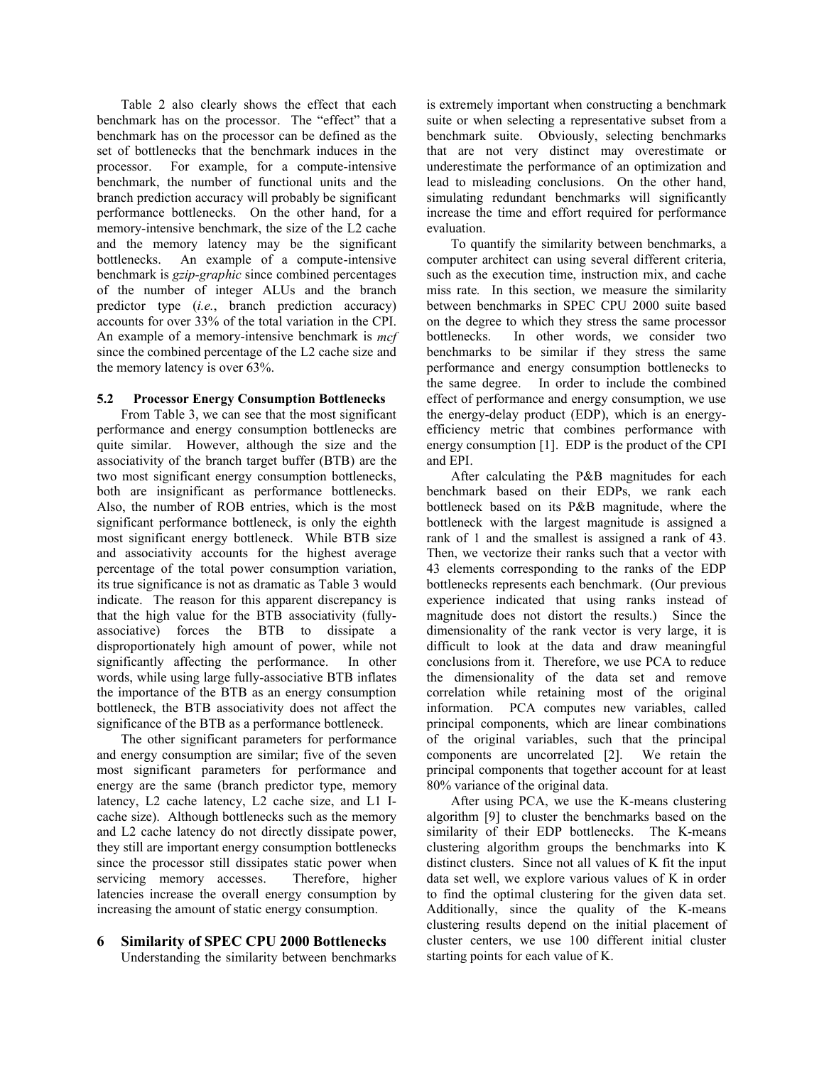Table 2 also clearly shows the effect that each benchmark has on the processor. The "effect" that a benchmark has on the processor can be defined as the set of bottlenecks that the benchmark induces in the processor. For example, for a compute-intensive benchmark, the number of functional units and the branch prediction accuracy will probably be significant performance bottlenecks. On the other hand, for a memory-intensive benchmark, the size of the L2 cache and the memory latency may be the significant bottlenecks. An example of a compute-intensive benchmark is *gzip-graphic* since combined percentages of the number of integer ALUs and the branch predictor type (*i.e.*, branch prediction accuracy) accounts for over 33% of the total variation in the CPI. An example of a memory-intensive benchmark is *mcf* since the combined percentage of the L2 cache size and the memory latency is over 63%.

### 5.2 Processor Energy Consumption Bottlenecks

From Table 3, we can see that the most significant performance and energy consumption bottlenecks are quite similar. However, although the size and the associativity of the branch target buffer (BTB) are the two most significant energy consumption bottlenecks, both are insignificant as performance bottlenecks. Also, the number of ROB entries, which is the most significant performance bottleneck, is only the eighth most significant energy bottleneck. While BTB size and associativity accounts for the highest average percentage of the total power consumption variation, its true significance is not as dramatic as Table 3 would indicate. The reason for this apparent discrepancy is that the high value for the BTB associativity (fully-associative) forces the BTB to dissipate a disproportionately high amount of power, while not significantly affecting the performance. In other words, while using large fully-associative BTB inflates the importance of the BTB as an energy consumption bottleneck, the BTB associativity does not affect the significance of the BTB as a performance bottleneck.

The other significant parameters for performance and energy consumption are similar; five of the seven most significant parameters for performance and energy are the same (branch predictor type, memory latency, L2 cache latency, L2 cache size, and L1 I-cache size). Although bottlenecks such as the memory and L2 cache latency do not directly dissipate power, they still are important energy consumption bottlenecks since the processor still dissipates static power when servicing memory accesses. Therefore, higher latencies increase the overall energy consumption by increasing the amount of static energy consumption.

## 6 Similarity of SPEC CPU 2000 Bottlenecks

Understanding the similarity between benchmarks is extremely important when constructing a benchmark suite or when selecting a representative subset from a benchmark suite. Obviously, selecting benchmarks that are not very distinct may overestimate or underestimate the performance of an optimization and lead to misleading conclusions. On the other hand, simulating redundant benchmarks will significantly increase the time and effort required for performance evaluation.

To quantify the similarity between benchmarks, a computer architect can using several different criteria, such as the execution time, instruction mix, and cache miss rate. In this section, we measure the similarity between benchmarks in SPEC CPU 2000 suite based on the degree to which they stress the same processor bottlenecks. In other words, we consider two benchmarks to be similar if they stress the same performance and energy consumption bottlenecks to the same degree. In order to include the combined effect of performance and energy consumption, we use the energy-delay product (EDP), which is an energy-efficiency metric that combines performance with energy consumption [1]. EDP is the product of the CPI and EPI.

After calculating the P&B magnitudes for each benchmark based on their EDPs, we rank each bottleneck based on its P&B magnitude, where the bottleneck with the largest magnitude is assigned a rank of 1 and the smallest is assigned a rank of 43. Then, we vectorize their ranks such that a vector with 43 elements corresponding to the ranks of the EDP bottlenecks represents each benchmark. (Our previous experience indicated that using ranks instead of magnitude does not distort the results.) Since the dimensionality of the rank vector is very large, it is difficult to look at the data and draw meaningful conclusions from it. Therefore, we use PCA to reduce the dimensionality of the data set and remove correlation while retaining most of the original information. PCA computes new variables, called principal components, which are linear combinations of the original variables, such that the principal components are uncorrelated [2]. We retain the principal components that together account for at least 80% variance of the original data.

After using PCA, we use the K-means clustering algorithm [9] to cluster the benchmarks based on the similarity of their EDP bottlenecks. The K-means clustering algorithm groups the benchmarks into K distinct clusters. Since not all values of K fit the input data set well, we explore various values of K in order to find the optimal clustering for the given data set. Additionally, since the quality of the K-means clustering results depend on the initial placement of cluster centers, we use 100 different initial cluster starting points for each value of K.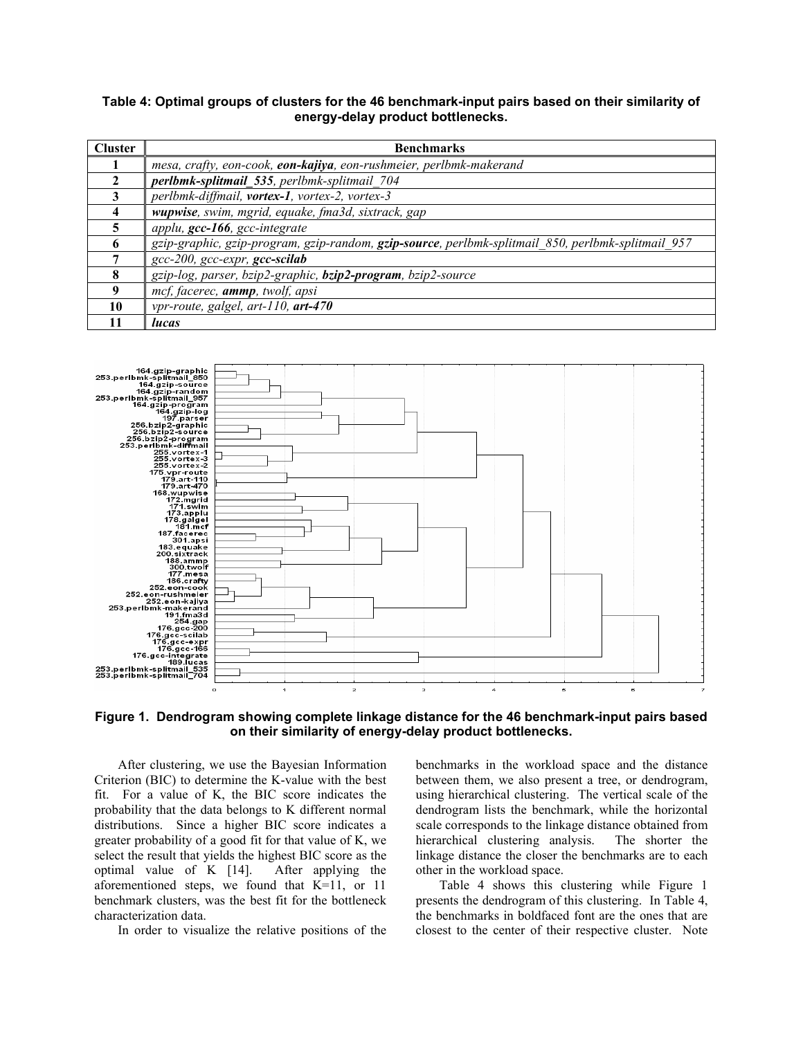**Table 4: Optimal groups of clusters for the 46 benchmark-input pairs based on their similarity of energy-delay product bottlenecks.**

| Cluster | Benchmarks |
|---|---|
| 1 | *mesa, crafty, eon-cook,* ***eon-kajiya****, eon-rushmeier, perlbmk-makerand* |
| 2 | ***perlbmk-splitmail_535****, perlbmk-splitmail_704* |
| 3 | *perlbmk-diffmail,* ***vortex-1****, vortex-2, vortex-3* |
| 4 | ***wupwise****, swim, mgrid, equake, fma3d, sixtrack, gap* |
| 5 | *applu,* ***gcc-166****, gcc-integrate* |
| 6 | *gzip-graphic, gzip-program, gzip-random,* ***gzip-source****, perlbmk-splitmail_850, perlbmk-splitmail_957* |
| 7 | *gcc-200, gcc-expr,* ***gcc-scilab*** |
| 8 | *gzip-log, parser, bzip2-graphic,* ***bzip2-program****, bzip2-source* |
| 9 | *mcf, facerec,* ***ammp****, twolf, apsi* |
| 10 | *vpr-route, galgel, art-110,* ***art-470*** |
| 11 | ***lucas*** |

**Figure 1. Dendrogram showing complete linkage distance for the 46 benchmark-input pairs based on their similarity of energy-delay product bottlenecks.**

After clustering, we use the Bayesian Information Criterion (BIC) to determine the K-value with the best fit. For a value of K, the BIC score indicates the probability that the data belongs to K different normal distributions. Since a higher BIC score indicates a greater probability of a good fit for that value of K, we select the result that yields the highest BIC score as the optimal value of K [14]. After applying the aforementioned steps, we found that K=11, or 11 benchmark clusters, was the best fit for the bottleneck characterization data.

In order to visualize the relative positions of the benchmarks in the workload space and the distance between them, we also present a tree, or dendrogram, using hierarchical clustering. The vertical scale of the dendrogram lists the benchmark, while the horizontal scale corresponds to the linkage distance obtained from hierarchical clustering analysis. The shorter the linkage distance the closer the benchmarks are to each other in the workload space.

Table 4 shows this clustering while Figure 1 presents the dendrogram of this clustering. In Table 4, the benchmarks in boldfaced font are the ones that are closest to the center of their respective cluster. Note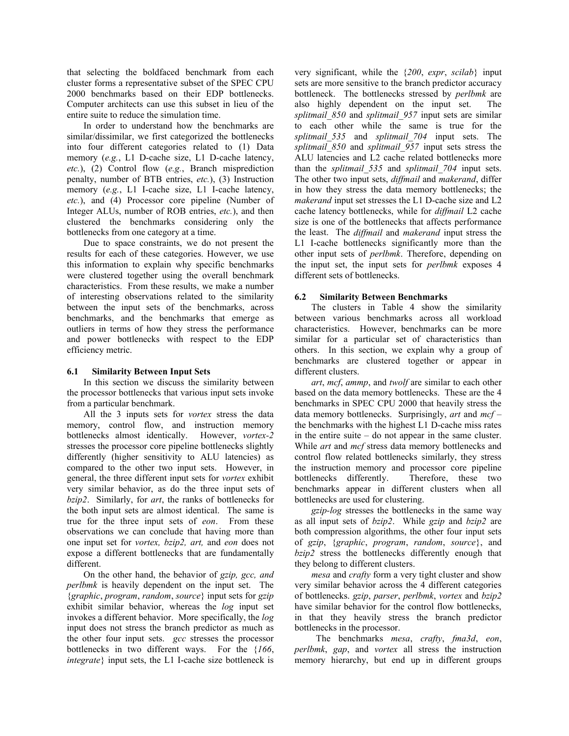that selecting the boldfaced benchmark from each cluster forms a representative subset of the SPEC CPU 2000 benchmarks based on their EDP bottlenecks. Computer architects can use this subset in lieu of the entire suite to reduce the simulation time.

In order to understand how the benchmarks are similar/dissimilar, we first categorized the bottlenecks into four different categories related to (1) Data memory (*e.g.*, L1 D-cache size, L1 D-cache latency, *etc.*), (2) Control flow (*e.g.*, Branch misprediction penalty, number of BTB entries, *etc.*), (3) Instruction memory (*e.g.*, L1 I-cache size, L1 I-cache latency, *etc.*), and (4) Processor core pipeline (Number of Integer ALUs, number of ROB entries, *etc.*), and then clustered the benchmarks considering only the bottlenecks from one category at a time.

Due to space constraints, we do not present the results for each of these categories. However, we use this information to explain why specific benchmarks were clustered together using the overall benchmark characteristics. From these results, we make a number of interesting observations related to the similarity between the input sets of the benchmarks, across benchmarks, and the benchmarks that emerge as outliers in terms of how they stress the performance and power bottlenecks with respect to the EDP efficiency metric.

### 6.1 Similarity Between Input Sets

In this section we discuss the similarity between the processor bottlenecks that various input sets invoke from a particular benchmark.

All the 3 inputs sets for *vortex* stress the data memory, control flow, and instruction memory bottlenecks almost identically. However, *vortex-2* stresses the processor core pipeline bottlenecks slightly differently (higher sensitivity to ALU latencies) as compared to the other two input sets. However, in general, the three different input sets for *vortex* exhibit very similar behavior, as do the three input sets of *bzip2*. Similarly, for *art*, the ranks of bottlenecks for the both input sets are almost identical. The same is true for the three input sets of *eon*. From these observations we can conclude that having more than one input set for *vortex, bzip2, art,* and *eon* does not expose a different bottlenecks that are fundamentally different.

On the other hand, the behavior of *gzip, gcc, and perlbmk* is heavily dependent on the input set. The {*graphic*, *program*, *random*, *source*} input sets for *gzip* exhibit similar behavior, whereas the *log* input set invokes a different behavior. More specifically, the *log* input does not stress the branch predictor as much as the other four input sets. *gcc* stresses the processor bottlenecks in two different ways. For the {*166*, *integrate*} input sets, the L1 I-cache size bottleneck is very significant, while the {*200*, *expr*, *scilab*} input sets are more sensitive to the branch predictor accuracy bottleneck. The bottlenecks stressed by *perlbmk* are also highly dependent on the input set. The *splitmail_850* and *splitmail_957* input sets are similar to each other while the same is true for the *splitmail_535* and *splitmail_704* input sets. The *splitmail_850* and *splitmail_957* input sets stress the ALU latencies and L2 cache related bottlenecks more than the *splitmail_535* and *splitmail_704* input sets. The other two input sets, *diffmail* and *makerand*, differ in how they stress the data memory bottlenecks; the *makerand* input set stresses the L1 D-cache size and L2 cache latency bottlenecks, while for *diffmail* L2 cache size is one of the bottlenecks that affects performance the least. The *diffmail* and *makerand* input stress the L1 I-cache bottlenecks significantly more than the other input sets of *perlbmk*. Therefore, depending on the input set, the input sets for *perlbmk* exposes 4 different sets of bottlenecks.

### 6.2 Similarity Between Benchmarks

The clusters in Table 4 show the similarity between various benchmarks across all workload characteristics. However, benchmarks can be more similar for a particular set of characteristics than others. In this section, we explain why a group of benchmarks are clustered together or appear in different clusters.

*art*, *mcf*, *ammp*, and *twolf* are similar to each other based on the data memory bottlenecks. These are the 4 benchmarks in SPEC CPU 2000 that heavily stress the data memory bottlenecks. Surprisingly, *art* and *mcf* – the benchmarks with the highest L1 D-cache miss rates in the entire suite – do not appear in the same cluster. While *art* and *mcf* stress data memory bottlenecks and control flow related bottlenecks similarly, they stress the instruction memory and processor core pipeline bottlenecks differently. Therefore, these two benchmarks appear in different clusters when all bottlenecks are used for clustering.

*gzip-log* stresses the bottlenecks in the same way as all input sets of *bzip2*. While *gzip* and *bzip2* are both compression algorithms, the other four input sets of *gzip*, {*graphic*, *program*, *random*, *source*}, and *bzip2* stress the bottlenecks differently enough that they belong to different clusters.

*mesa* and *crafty* form a very tight cluster and show very similar behavior across the 4 different categories of bottlenecks. *gzip*, *parser*, *perlbmk*, *vortex* and *bzip2* have similar behavior for the control flow bottlenecks, in that they heavily stress the branch predictor bottlenecks in the processor.

The benchmarks *mesa*, *crafty*, *fma3d*, *eon*, *perlbmk*, *gap*, and *vortex* all stress the instruction memory hierarchy, but end up in different groups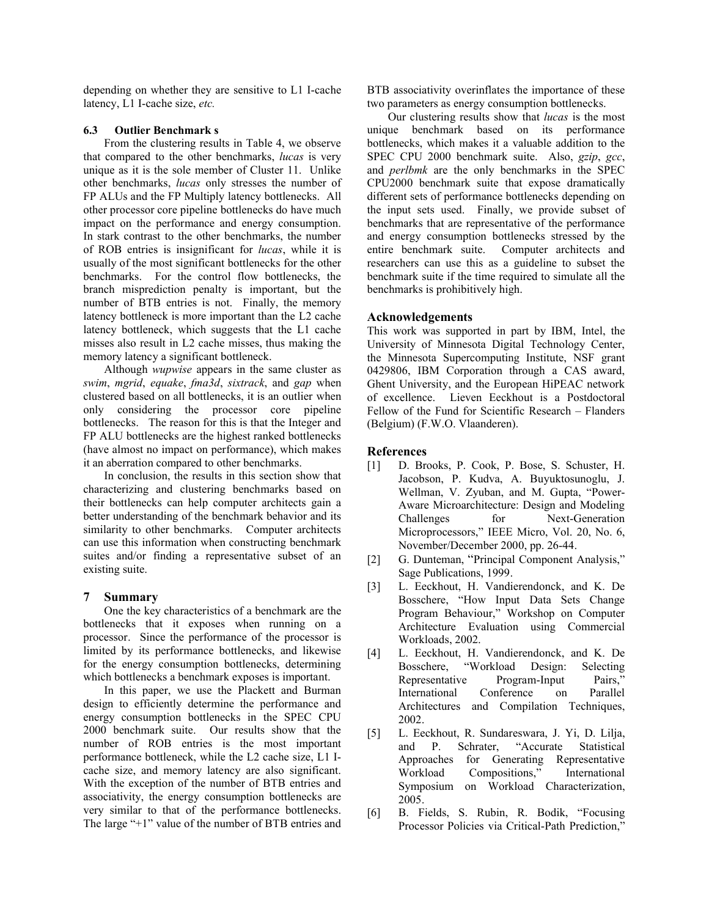depending on whether they are sensitive to L1 I-cache latency, L1 I-cache size, *etc.*

### 6.3 Outlier Benchmark s

From the clustering results in Table 4, we observe that compared to the other benchmarks, *lucas* is very unique as it is the sole member of Cluster 11. Unlike other benchmarks, *lucas* only stresses the number of FP ALUs and the FP Multiply latency bottlenecks. All other processor core pipeline bottlenecks do have much impact on the performance and energy consumption. In stark contrast to the other benchmarks, the number of ROB entries is insignificant for *lucas*, while it is usually of the most significant bottlenecks for the other benchmarks. For the control flow bottlenecks, the branch misprediction penalty is important, but the number of BTB entries is not. Finally, the memory latency bottleneck is more important than the L2 cache latency bottleneck, which suggests that the L1 cache misses also result in L2 cache misses, thus making the memory latency a significant bottleneck.

Although *wupwise* appears in the same cluster as *swim*, *mgrid*, *equake*, *fma3d*, *sixtrack*, and *gap* when clustered based on all bottlenecks, it is an outlier when only considering the processor core pipeline bottlenecks. The reason for this is that the Integer and FP ALU bottlenecks are the highest ranked bottlenecks (have almost no impact on performance), which makes it an aberration compared to other benchmarks.

In conclusion, the results in this section show that characterizing and clustering benchmarks based on their bottlenecks can help computer architects gain a better understanding of the benchmark behavior and its similarity to other benchmarks. Computer architects can use this information when constructing benchmark suites and/or finding a representative subset of an existing suite.

## 7 Summary

One the key characteristics of a benchmark are the bottlenecks that it exposes when running on a processor. Since the performance of the processor is limited by its performance bottlenecks, and likewise for the energy consumption bottlenecks, determining which bottlenecks a benchmark exposes is important.

In this paper, we use the Plackett and Burman design to efficiently determine the performance and energy consumption bottlenecks in the SPEC CPU 2000 benchmark suite. Our results show that the number of ROB entries is the most important performance bottleneck, while the L2 cache size, L1 I-cache size, and memory latency are also significant. With the exception of the number of BTB entries and associativity, the energy consumption bottlenecks are very similar to that of the performance bottlenecks. The large "+1" value of the number of BTB entries and BTB associativity overinflates the importance of these two parameters as energy consumption bottlenecks.

Our clustering results show that *lucas* is the most unique benchmark based on its performance bottlenecks, which makes it a valuable addition to the SPEC CPU 2000 benchmark suite. Also, *gzip*, *gcc*, and *perlbmk* are the only benchmarks in the SPEC CPU2000 benchmark suite that expose dramatically different sets of performance bottlenecks depending on the input sets used. Finally, we provide subset of benchmarks that are representative of the performance and energy consumption bottlenecks stressed by the entire benchmark suite. Computer architects and researchers can use this as a guideline to subset the benchmark suite if the time required to simulate all the benchmarks is prohibitively high.

## Acknowledgements

This work was supported in part by IBM, Intel, the University of Minnesota Digital Technology Center, the Minnesota Supercomputing Institute, NSF grant 0429806, IBM Corporation through a CAS award, Ghent University, and the European HiPEAC network of excellence. Lieven Eeckhout is a Postdoctoral Fellow of the Fund for Scientific Research – Flanders (Belgium) (F.W.O. Vlaanderen).

## References

[1] D. Brooks, P. Cook, P. Bose, S. Schuster, H. Jacobson, P. Kudva, A. Buyuktosunoglu, J. Wellman, V. Zyuban, and M. Gupta, "Power-Aware Microarchitecture: Design and Modeling Challenges for Next-Generation Microprocessors," IEEE Micro, Vol. 20, No. 6, November/December 2000, pp. 26-44.

[2] G. Dunteman, "Principal Component Analysis," Sage Publications, 1999.

[3] L. Eeckhout, H. Vandierendonck, and K. De Bosschere, "How Input Data Sets Change Program Behaviour," Workshop on Computer Architecture Evaluation using Commercial Workloads, 2002.

[4] L. Eeckhout, H. Vandierendonck, and K. De Bosschere, "Workload Design: Selecting Representative Program-Input Pairs," International Conference on Parallel Architectures and Compilation Techniques, 2002.

[5] L. Eeckhout, R. Sundareswara, J. Yi, D. Lilja, and P. Schrater, "Accurate Statistical Approaches for Generating Representative Workload Compositions," International Symposium on Workload Characterization, 2005.

[6] B. Fields, S. Rubin, R. Bodik, "Focusing Processor Policies via Critical-Path Prediction,"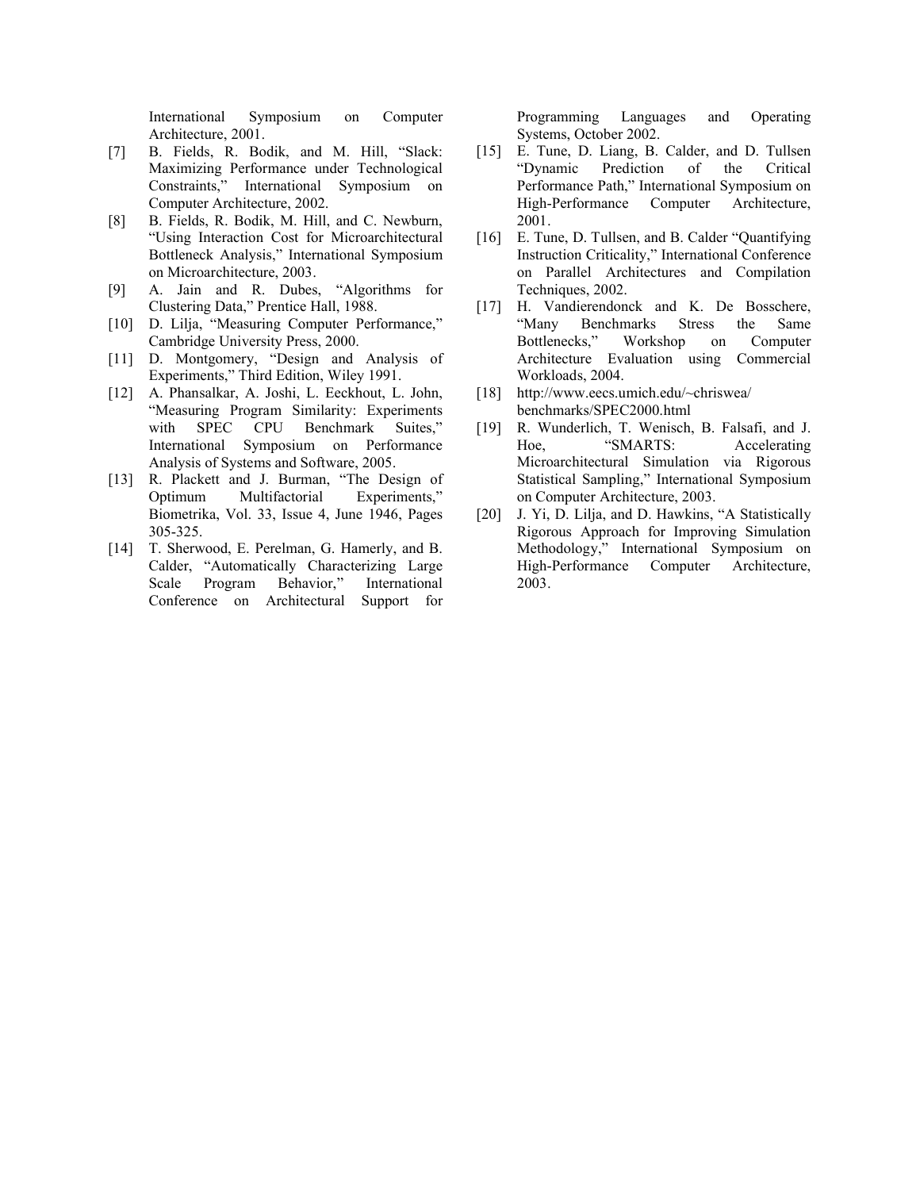International Symposium on Computer Architecture, 2001.

[7] B. Fields, R. Bodik, and M. Hill, "Slack: Maximizing Performance under Technological Constraints," International Symposium on Computer Architecture, 2002.

[8] B. Fields, R. Bodik, M. Hill, and C. Newburn, "Using Interaction Cost for Microarchitectural Bottleneck Analysis," International Symposium on Microarchitecture, 2003.

[9] A. Jain and R. Dubes, "Algorithms for Clustering Data," Prentice Hall, 1988.

[10] D. Lilja, "Measuring Computer Performance," Cambridge University Press, 2000.

[11] D. Montgomery, "Design and Analysis of Experiments," Third Edition, Wiley 1991.

[12] A. Phansalkar, A. Joshi, L. Eeckhout, L. John, "Measuring Program Similarity: Experiments with SPEC CPU Benchmark Suites," International Symposium on Performance Analysis of Systems and Software, 2005.

[13] R. Plackett and J. Burman, "The Design of Optimum Multifactorial Experiments," Biometrika, Vol. 33, Issue 4, June 1946, Pages 305-325.

[14] T. Sherwood, E. Perelman, G. Hamerly, and B. Calder, "Automatically Characterizing Large Scale Program Behavior," International Conference on Architectural Support for Programming Languages and Operating Systems, October 2002.

[15] E. Tune, D. Liang, B. Calder, and D. Tullsen "Dynamic Prediction of the Critical Performance Path," International Symposium on High-Performance Computer Architecture, 2001.

[16] E. Tune, D. Tullsen, and B. Calder "Quantifying Instruction Criticality," International Conference on Parallel Architectures and Compilation Techniques, 2002.

[17] H. Vandierendonck and K. De Bosschere, "Many Benchmarks Stress the Same Bottlenecks," Workshop on Computer Architecture Evaluation using Commercial Workloads, 2004.

[18] http://www.eecs.umich.edu/~chriswea/benchmarks/SPEC2000.html

[19] R. Wunderlich, T. Wenisch, B. Falsafi, and J. Hoe, "SMARTS: Accelerating Microarchitectural Simulation via Rigorous Statistical Sampling," International Symposium on Computer Architecture, 2003.

[20] J. Yi, D. Lilja, and D. Hawkins, "A Statistically Rigorous Approach for Improving Simulation Methodology," International Symposium on High-Performance Computer Architecture, 2003.